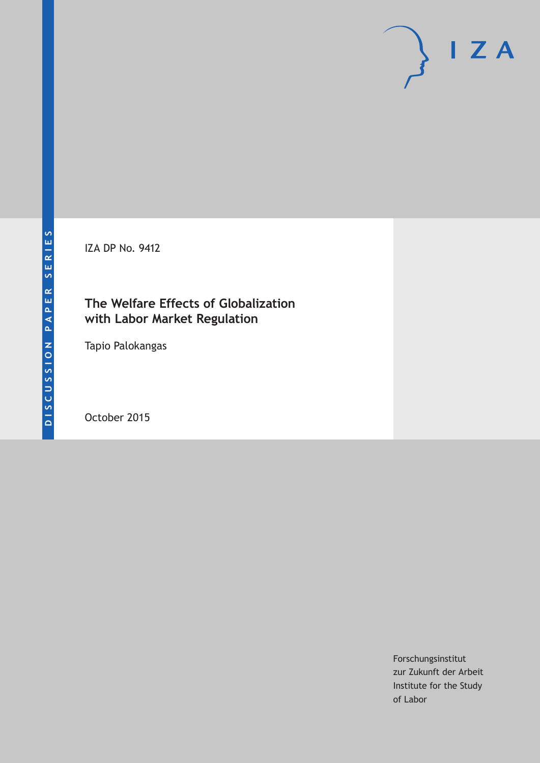DISCUSSION PAPER SERIES

IZA DP No. 9412

# The Welfare Effects of Globalization with Labor Market Regulation

Tapio Palokangas

October 2015

Forschungsinstitut
zur Zukunft der Arbeit
Institute for the Study
of Labor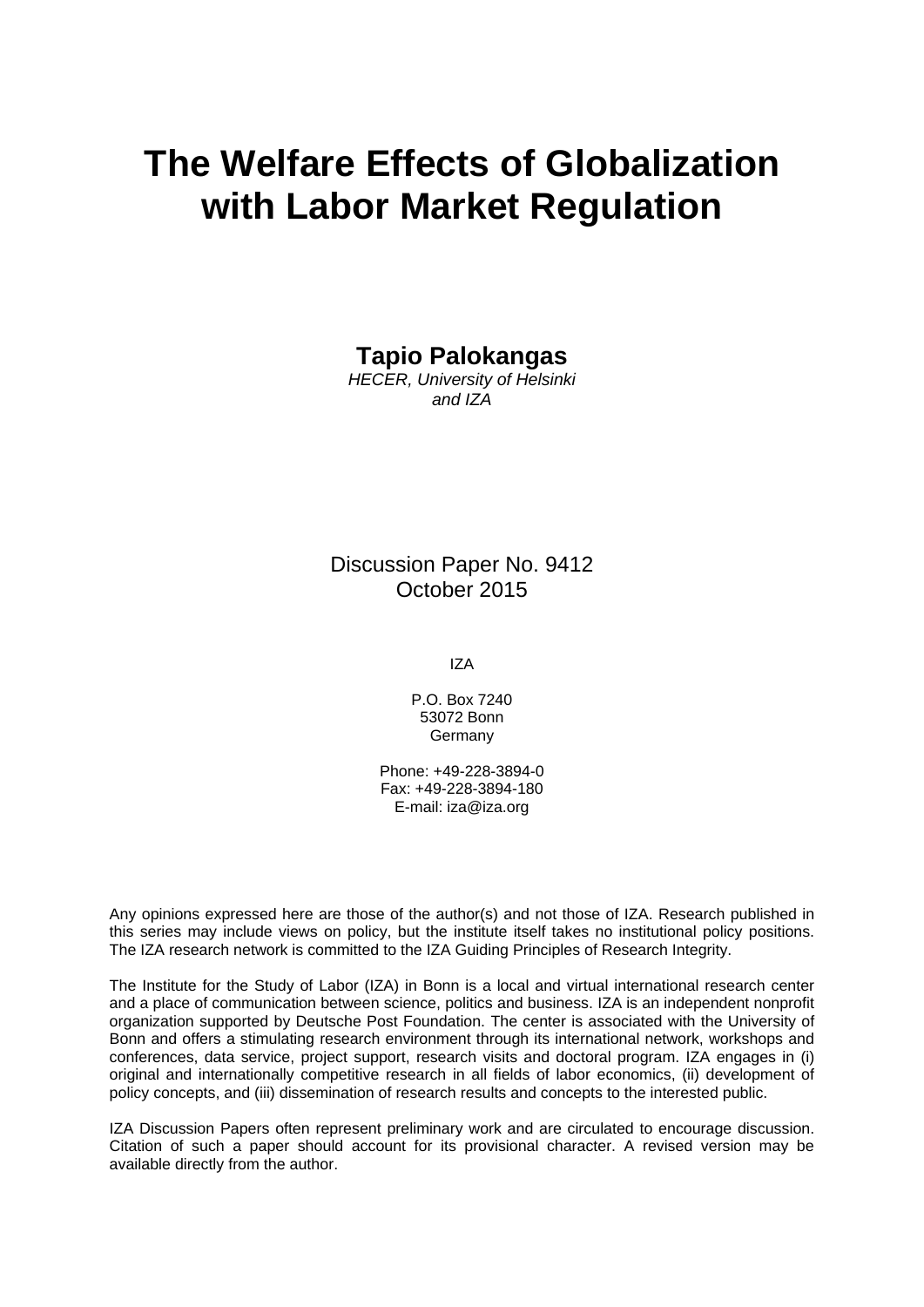# The Welfare Effects of Globalization with Labor Market Regulation

**Tapio Palokangas**

*HECER, University of Helsinki and IZA*

Discussion Paper No. 9412
October 2015

IZA

P.O. Box 7240
53072 Bonn
Germany

Phone: +49-228-3894-0
Fax: +49-228-3894-180
E-mail: iza@iza.org

Any opinions expressed here are those of the author(s) and not those of IZA. Research published in this series may include views on policy, but the institute itself takes no institutional policy positions. The IZA research network is committed to the IZA Guiding Principles of Research Integrity.

The Institute for the Study of Labor (IZA) in Bonn is a local and virtual international research center and a place of communication between science, politics and business. IZA is an independent nonprofit organization supported by Deutsche Post Foundation. The center is associated with the University of Bonn and offers a stimulating research environment through its international network, workshops and conferences, data service, project support, research visits and doctoral program. IZA engages in (i) original and internationally competitive research in all fields of labor economics, (ii) development of policy concepts, and (iii) dissemination of research results and concepts to the interested public.

IZA Discussion Papers often represent preliminary work and are circulated to encourage discussion. Citation of such a paper should account for its provisional character. A revised version may be available directly from the author.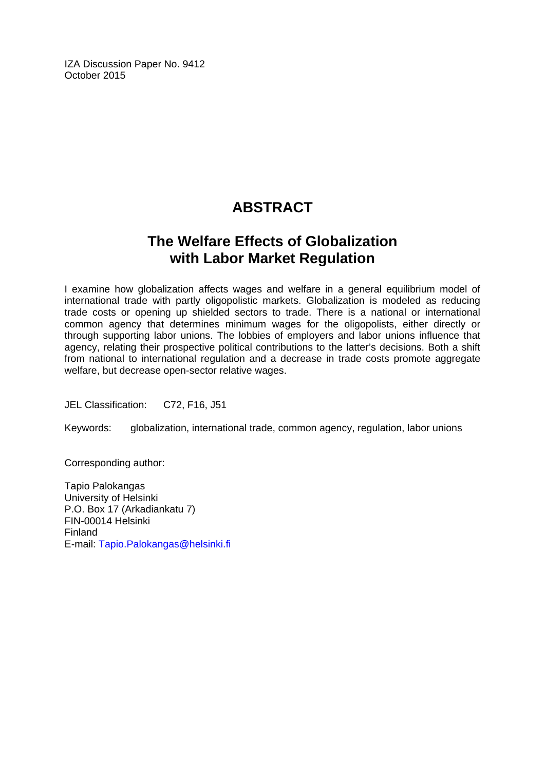IZA Discussion Paper No. 9412
October 2015

# ABSTRACT

## The Welfare Effects of Globalization with Labor Market Regulation

I examine how globalization affects wages and welfare in a general equilibrium model of international trade with partly oligopolistic markets. Globalization is modeled as reducing trade costs or opening up shielded sectors to trade. There is a national or international common agency that determines minimum wages for the oligopolists, either directly or through supporting labor unions. The lobbies of employers and labor unions influence that agency, relating their prospective political contributions to the latter's decisions. Both a shift from national to international regulation and a decrease in trade costs promote aggregate welfare, but decrease open-sector relative wages.

JEL Classification: C72, F16, J51

Keywords: globalization, international trade, common agency, regulation, labor unions

Corresponding author:

Tapio Palokangas
University of Helsinki
P.O. Box 17 (Arkadiankatu 7)
FIN-00014 Helsinki
Finland
E-mail: Tapio.Palokangas@helsinki.fi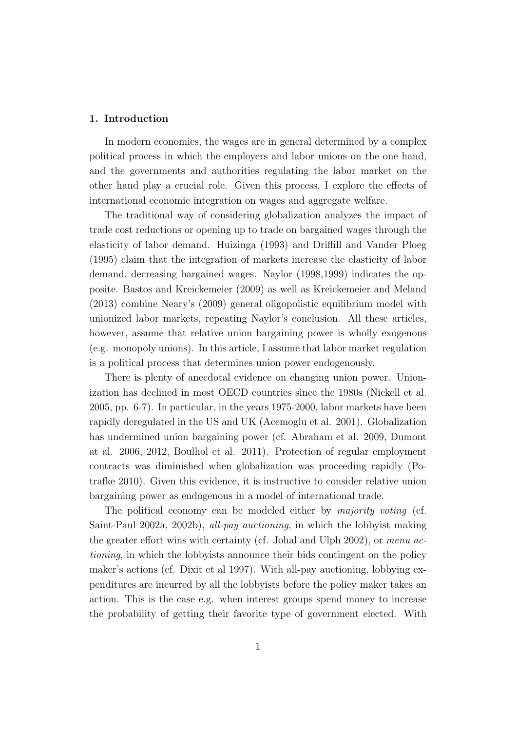## 1. Introduction

In modern economies, the wages are in general determined by a complex political process in which the employers and labor unions on the one hand, and the governments and authorities regulating the labor market on the other hand play a crucial role. Given this process, I explore the effects of international economic integration on wages and aggregate welfare.

The traditional way of considering globalization analyzes the impact of trade cost reductions or opening up to trade on bargained wages through the elasticity of labor demand. Huizinga (1993) and Driffill and Vander Ploeg (1995) claim that the integration of markets increase the elasticity of labor demand, decreasing bargained wages. Naylor (1998,1999) indicates the opposite. Bastos and Kreickemeier (2009) as well as Kreickemeier and Meland (2013) combine Neary's (2009) general oligopolistic equilibrium model with unionized labor markets, repeating Naylor's conclusion. All these articles, however, assume that relative union bargaining power is wholly exogenous (e.g. monopoly unions). In this article, I assume that labor market regulation is a political process that determines union power endogenously.

There is plenty of anecdotal evidence on changing union power. Unionization has declined in most OECD countries since the 1980s (Nickell et al. 2005, pp. 6-7). In particular, in the years 1975-2000, labor markets have been rapidly deregulated in the US and UK (Acemoglu et al. 2001). Globalization has undermined union bargaining power (cf. Abraham et al. 2009, Dumont at al. 2006, 2012, Boulhol et al. 2011). Protection of regular employment contracts was diminished when globalization was proceeding rapidly (Potrafke 2010). Given this evidence, it is instructive to consider relative union bargaining power as endogenous in a model of international trade.

The political economy can be modeled either by *majority voting* (cf. Saint-Paul 2002a, 2002b), *all-pay auctioning*, in which the lobbyist making the greater effort wins with certainty (cf. Johal and Ulph 2002), or *menu actioning*, in which the lobbyists announce their bids contingent on the policy maker's actions (cf. Dixit et al 1997). With all-pay auctioning, lobbying expenditures are incurred by all the lobbyists before the policy maker takes an action. This is the case e.g. when interest groups spend money to increase the probability of getting their favorite type of government elected. With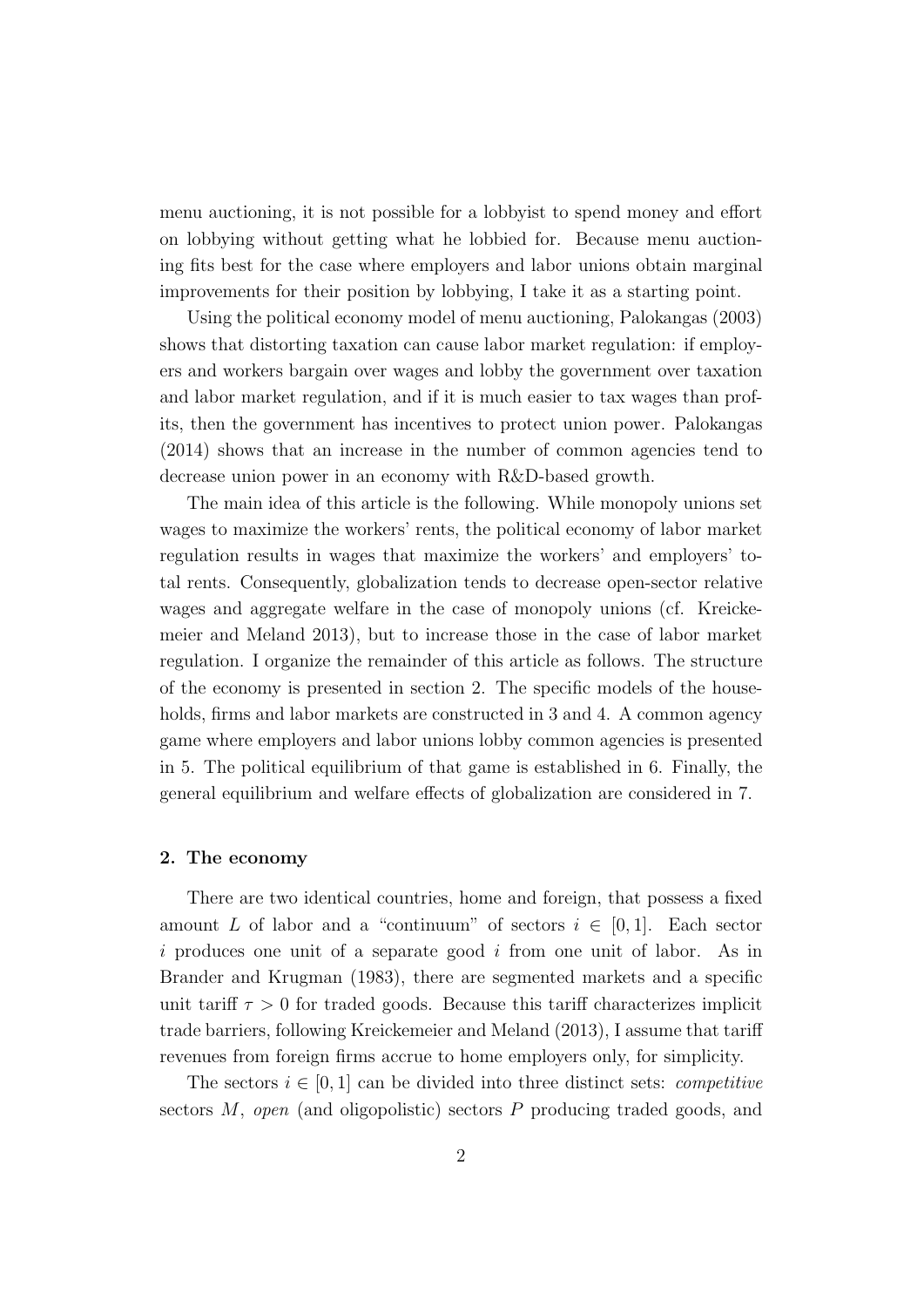menu auctioning, it is not possible for a lobbyist to spend money and effort on lobbying without getting what he lobbied for. Because menu auctioning fits best for the case where employers and labor unions obtain marginal improvements for their position by lobbying, I take it as a starting point.

Using the political economy model of menu auctioning, Palokangas (2003) shows that distorting taxation can cause labor market regulation: if employers and workers bargain over wages and lobby the government over taxation and labor market regulation, and if it is much easier to tax wages than profits, then the government has incentives to protect union power. Palokangas (2014) shows that an increase in the number of common agencies tend to decrease union power in an economy with R&D-based growth.

The main idea of this article is the following. While monopoly unions set wages to maximize the workers' rents, the political economy of labor market regulation results in wages that maximize the workers' and employers' total rents. Consequently, globalization tends to decrease open-sector relative wages and aggregate welfare in the case of monopoly unions (cf. Kreickemeier and Meland 2013), but to increase those in the case of labor market regulation. I organize the remainder of this article as follows. The structure of the economy is presented in section 2. The specific models of the households, firms and labor markets are constructed in 3 and 4. A common agency game where employers and labor unions lobby common agencies is presented in 5. The political equilibrium of that game is established in 6. Finally, the general equilibrium and welfare effects of globalization are considered in 7.

## 2. The economy

There are two identical countries, home and foreign, that possess a fixed amount $L$ of labor and a "continuum" of sectors $i \in [0, 1]$. Each sector $i$ produces one unit of a separate good $i$ from one unit of labor. As in Brander and Krugman (1983), there are segmented markets and a specific unit tariff $\tau > 0$ for traded goods. Because this tariff characterizes implicit trade barriers, following Kreickemeier and Meland (2013), I assume that tariff revenues from foreign firms accrue to home employers only, for simplicity.

The sectors $i \in [0, 1]$ can be divided into three distinct sets: *competitive* sectors $M$, *open* (and oligopolistic) sectors $P$ producing traded goods, and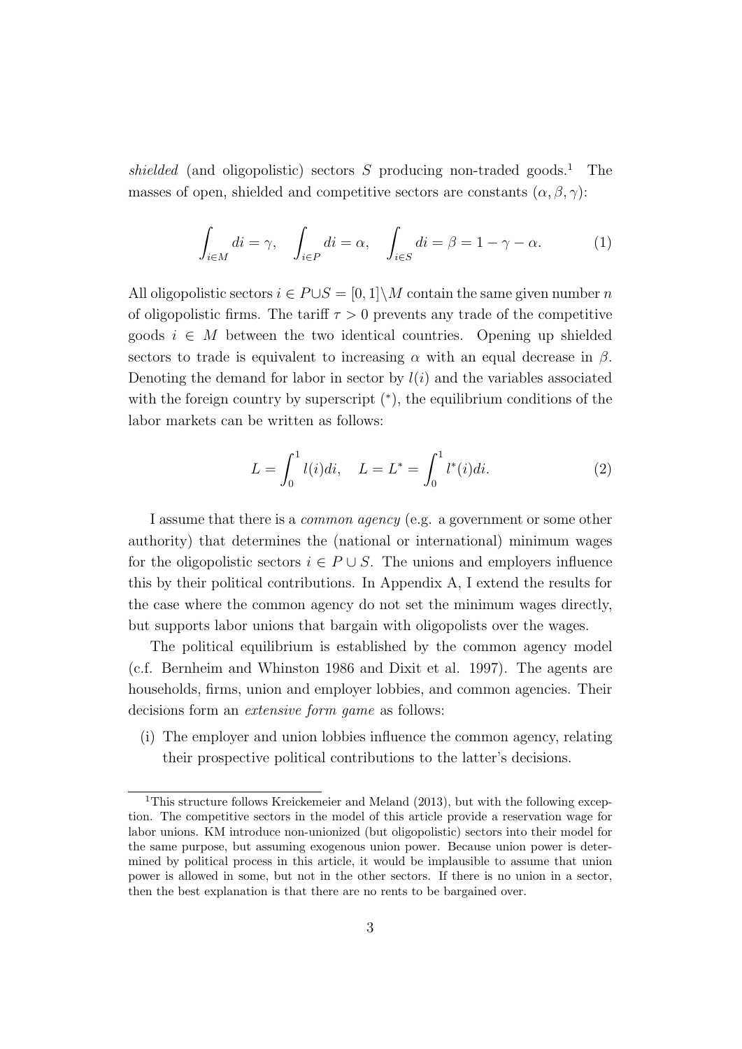*shielded* (and oligopolistic) sectors $S$ producing non-traded goods.[1] The masses of open, shielded and competitive sectors are constants $(\alpha, \beta, \gamma)$:

$$\int_{i \in M} di = \gamma, \quad \int_{i \in P} di = \alpha, \quad \int_{i \in S} di = \beta = 1 - \gamma - \alpha. \tag{1}$$

All oligopolistic sectors $i \in P \cup S = [0,1] \backslash M$ contain the same given number $n$ of oligopolistic firms. The tariff $\tau > 0$ prevents any trade of the competitive goods $i \in M$ between the two identical countries. Opening up shielded sectors to trade is equivalent to increasing $\alpha$ with an equal decrease in $\beta$. Denoting the demand for labor in sector by $l(i)$ and the variables associated with the foreign country by superscript $(^*)$, the equilibrium conditions of the labor markets can be written as follows:

$$L = \int_0^1 l(i) di, \quad L = L^* = \int_0^1 l^*(i) di. \tag{2}$$

I assume that there is a *common agency* (e.g. a government or some other authority) that determines the (national or international) minimum wages for the oligopolistic sectors $i \in P \cup S$. The unions and employers influence this by their political contributions. In Appendix A, I extend the results for the case where the common agency do not set the minimum wages directly, but supports labor unions that bargain with oligopolists over the wages.

The political equilibrium is established by the common agency model (c.f. Bernheim and Whinston 1986 and Dixit et al. 1997). The agents are households, firms, union and employer lobbies, and common agencies. Their decisions form an *extensive form game* as follows:

(i) The employer and union lobbies influence the common agency, relating their prospective political contributions to the latter's decisions.

[1] This structure follows Kreickemeier and Meland (2013), but with the following exception. The competitive sectors in the model of this article provide a reservation wage for labor unions. KM introduce non-unionized (but oligopolistic) sectors into their model for the same purpose, but assuming exogenous union power. Because union power is determined by political process in this article, it would be implausible to assume that union power is allowed in some, but not in the other sectors. If there is no union in a sector, then the best explanation is that there are no rents to be bargained over.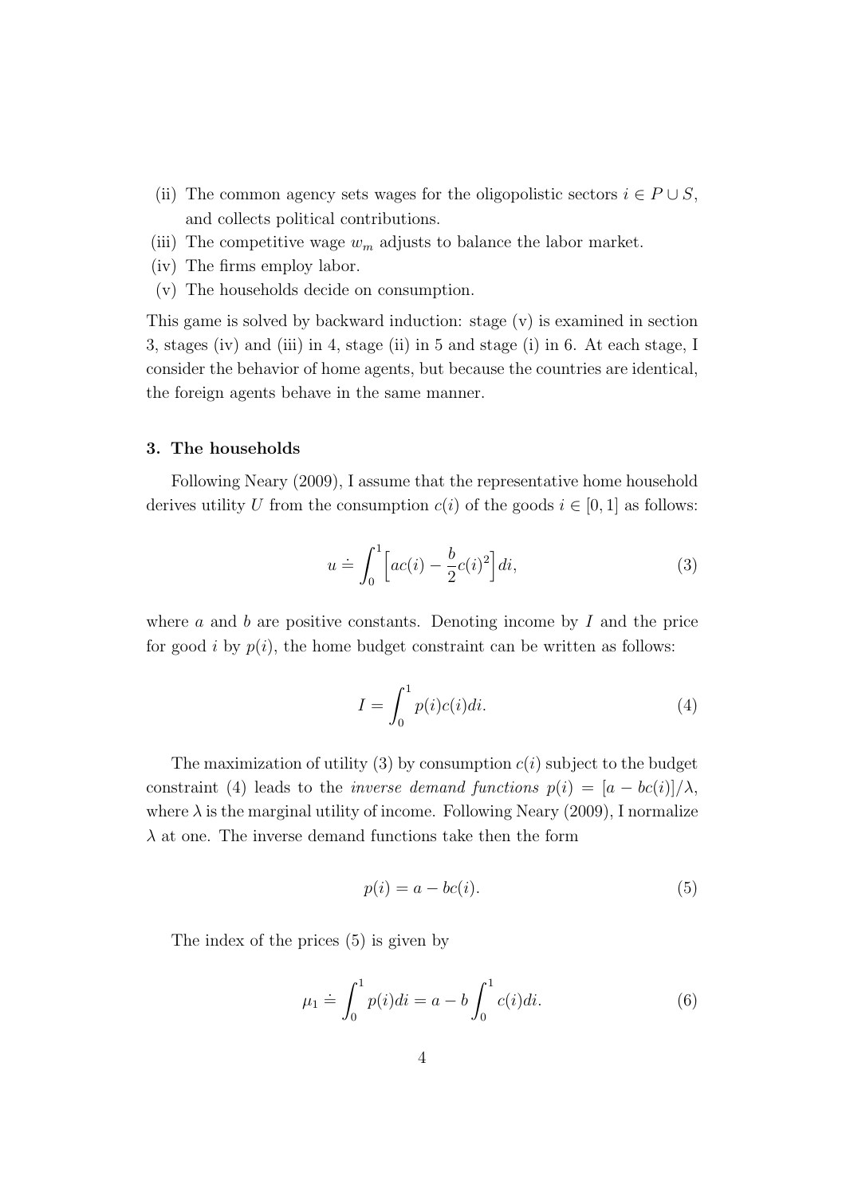(ii) The common agency sets wages for the oligopolistic sectors $i \in P \cup S$, and collects political contributions.

(iii) The competitive wage $w_m$ adjusts to balance the labor market.

(iv) The firms employ labor.

(v) The households decide on consumption.

This game is solved by backward induction: stage (v) is examined in section 3, stages (iv) and (iii) in 4, stage (ii) in 5 and stage (i) in 6. At each stage, I consider the behavior of home agents, but because the countries are identical, the foreign agents behave in the same manner.

### 3. The households

Following Neary (2009), I assume that the representative home household derives utility $U$ from the consumption $c(i)$ of the goods $i \in [0, 1]$ as follows:

$$u \doteq \int_0^1 \Big[ac(i) - \frac{b}{2}c(i)^2\Big] di, \tag{3}$$

where $a$ and $b$ are positive constants. Denoting income by $I$ and the price for good $i$ by $p(i)$, the home budget constraint can be written as follows:

$$I = \int_0^1 p(i)c(i)di. \tag{4}$$

The maximization of utility (3) by consumption $c(i)$ subject to the budget constraint (4) leads to the *inverse demand functions* $p(i) = [a - bc(i)]/\lambda$, where $\lambda$ is the marginal utility of income. Following Neary (2009), I normalize $\lambda$ at one. The inverse demand functions take then the form

$$p(i) = a - bc(i). \tag{5}$$

The index of the prices (5) is given by

$$\mu_1 \doteq \int_0^1 p(i)di = a - b\int_0^1 c(i)di. \tag{6}$$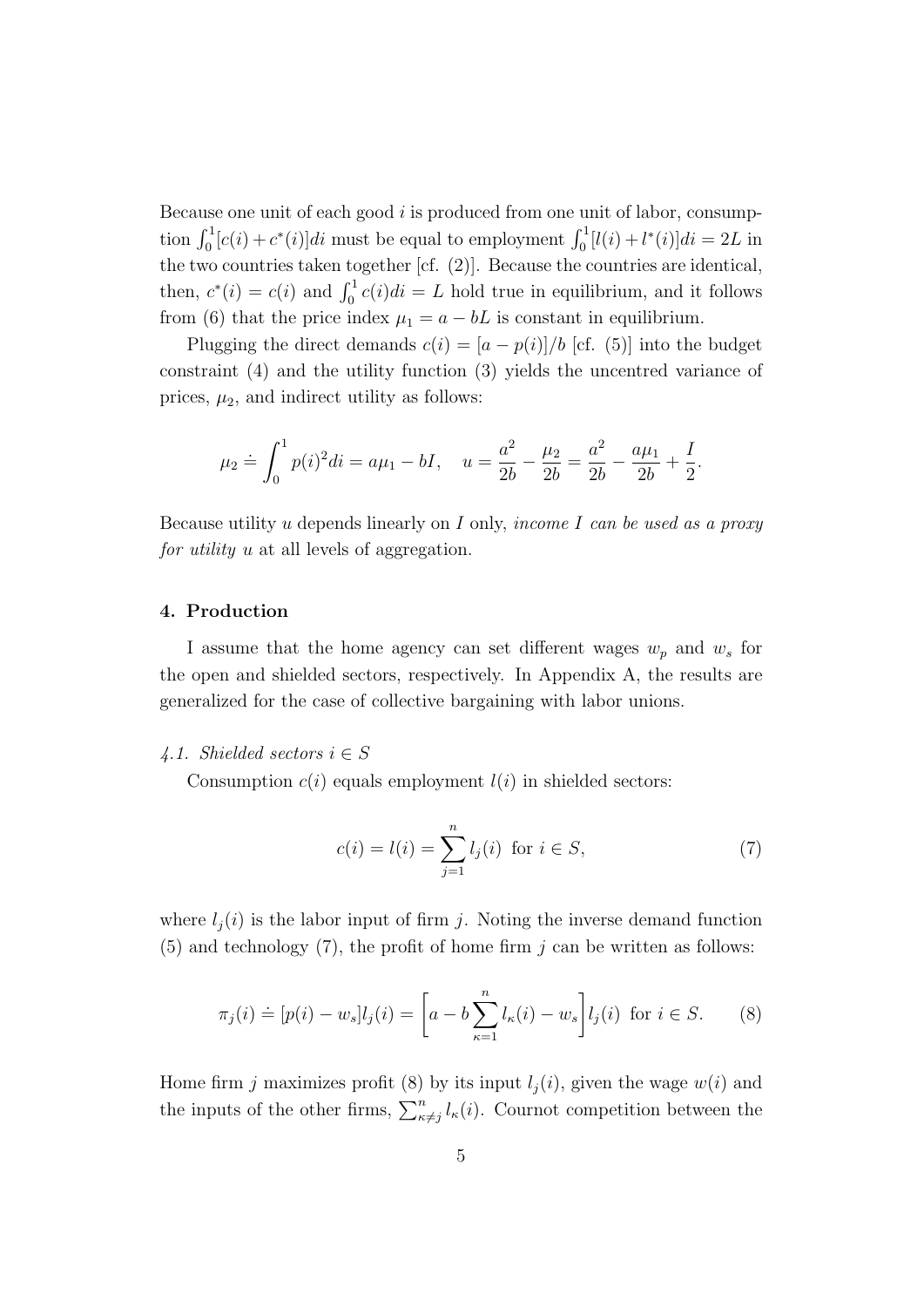Because one unit of each good $i$ is produced from one unit of labor, consumption $\int_0^1 [c(i) + c^*(i)]di$ must be equal to employment $\int_0^1 [l(i) + l^*(i)]di = 2L$ in the two countries taken together [cf. (2)]. Because the countries are identical, then, $c^*(i) = c(i)$ and $\int_0^1 c(i)di = L$ hold true in equilibrium, and it follows from (6) that the price index $\mu_1 = a - bL$ is constant in equilibrium.

Plugging the direct demands $c(i) = [a - p(i)]/b$ [cf. (5)] into the budget constraint (4) and the utility function (3) yields the uncentred variance of prices, $\mu_2$, and indirect utility as follows:

$$\mu_2 \doteq \int_0^1 p(i)^2 di = a\mu_1 - bI, \quad u = \frac{a^2}{2b} - \frac{\mu_2}{2b} = \frac{a^2}{2b} - \frac{a\mu_1}{2b} + \frac{I}{2}.$$

Because utility $u$ depends linearly on $I$ only, *income $I$ can be used as a proxy for utility $u$* at all levels of aggregation.

## 4. Production

I assume that the home agency can set different wages $w_p$ and $w_s$ for the open and shielded sectors, respectively. In Appendix A, the results are generalized for the case of collective bargaining with labor unions.

### *4.1. Shielded sectors $i \in S$*

Consumption $c(i)$ equals employment $l(i)$ in shielded sectors:

$$c(i) = l(i) = \sum_{j=1}^{n} l_j(i) \text{ for } i \in S, \tag{7}$$

where $l_j(i)$ is the labor input of firm $j$. Noting the inverse demand function (5) and technology (7), the profit of home firm $j$ can be written as follows:

$$\pi_j(i) \doteq [p(i) - w_s]l_j(i) = \left[a - b\sum_{\kappa=1}^{n} l_\kappa(i) - w_s\right] l_j(i) \text{ for } i \in S. \tag{8}$$

Home firm $j$ maximizes profit (8) by its input $l_j(i)$, given the wage $w(i)$ and the inputs of the other firms, $\sum_{\kappa \neq j}^{n} l_\kappa(i)$. Cournot competition between the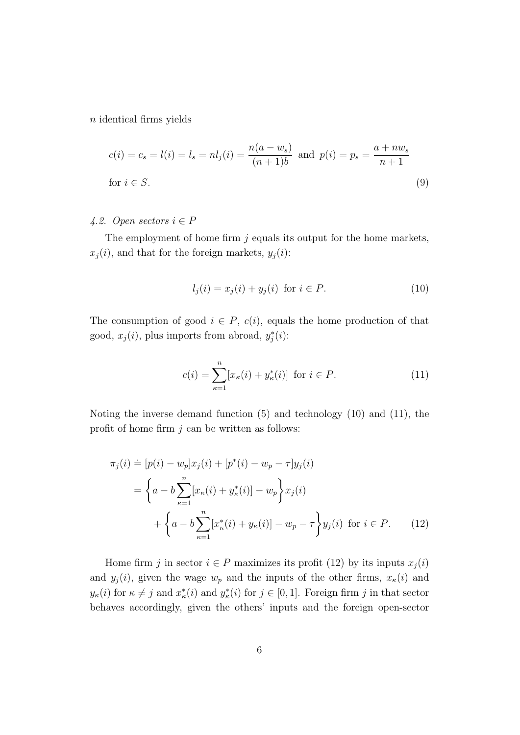$n$ identical firms yields

$$c(i) = c_s = l(i) = l_s = nl_j(i) = \frac{n(a - w_s)}{(n+1)b} \text{ and } p(i) = p_s = \frac{a + nw_s}{n+1}$$
$$\text{for } i \in S. \tag{9}$$

*4.2. Open sectors $i \in P$*

The employment of home firm $j$ equals its output for the home markets, $x_j(i)$, and that for the foreign markets, $y_j(i)$:

$$l_j(i) = x_j(i) + y_j(i) \text{ for } i \in P. \tag{10}$$

The consumption of good $i \in P$, $c(i)$, equals the home production of that good, $x_j(i)$, plus imports from abroad, $y_j^*(i)$:

$$c(i) = \sum_{\kappa=1}^{n} [x_\kappa(i) + y_\kappa^*(i)] \text{ for } i \in P. \tag{11}$$

Noting the inverse demand function (5) and technology (10) and (11), the profit of home firm $j$ can be written as follows:

$$\begin{aligned}
\pi_j(i) &\doteq [p(i) - w_p]x_j(i) + [p^*(i) - w_p - \tau]y_j(i) \\
&= \left\{a - b\sum_{\kappa=1}^{n}[x_\kappa(i) + y_\kappa^*(i)] - w_p\right\}x_j(i) \\
&\quad + \left\{a - b\sum_{\kappa=1}^{n}[x_\kappa^*(i) + y_\kappa(i)] - w_p - \tau\right\}y_j(i) \text{ for } i \in P.
\end{aligned} \tag{12}$$

Home firm $j$ in sector $i \in P$ maximizes its profit (12) by its inputs $x_j(i)$ and $y_j(i)$, given the wage $w_p$ and the inputs of the other firms, $x_\kappa(i)$ and $y_\kappa(i)$ for $\kappa \neq j$ and $x_\kappa^*(i)$ and $y_\kappa^*(i)$ for $j \in [0, 1]$. Foreign firm $j$ in that sector behaves accordingly, given the others' inputs and the foreign open-sector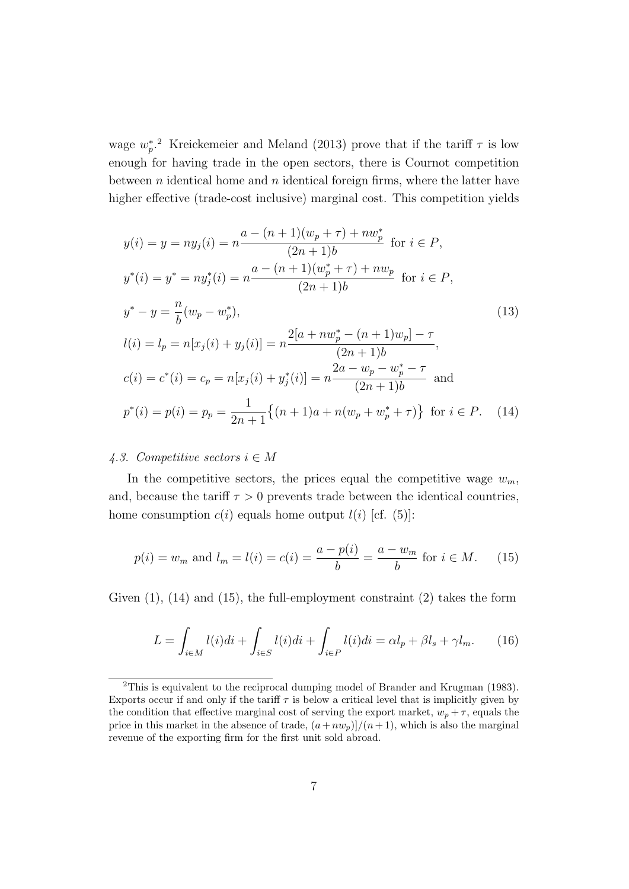wage $w_p^*$.[2] Kreickemeier and Meland (2013) prove that if the tariff $\tau$ is low enough for having trade in the open sectors, there is Cournot competition between $n$ identical home and $n$ identical foreign firms, where the latter have higher effective (trade-cost inclusive) marginal cost. This competition yields

$$
\begin{aligned}
y(i) = y = ny_j(i) &= n\frac{a-(n+1)(w_p+\tau)+nw_p^*}{(2n+1)b} \text{ for } i \in P, \\
y^*(i) = y^* = ny_j^*(i) &= n\frac{a-(n+1)(w_p^*+\tau)+nw_p}{(2n+1)b} \text{ for } i \in P, \\
y^* - y &= \frac{n}{b}(w_p - w_p^*), \qquad\qquad\qquad\qquad (13) \\
l(i) = l_p = n[x_j(i)+y_j(i)] &= n\frac{2[a+nw_p^*-(n+1)w_p]-\tau}{(2n+1)b}, \\
c(i) = c^*(i) = c_p = n[x_j(i)+y_j^*(i)] &= n\frac{2a-w_p-w_p^*-\tau}{(2n+1)b} \text{ and} \\
p^*(i) = p(i) = p_p &= \frac{1}{2n+1}\big\{(n+1)a+n(w_p+w_p^*+\tau)\big\} \text{ for } i \in P. \qquad (14)
\end{aligned}
$$

### *4.3. Competitive sectors $i \in M$*

In the competitive sectors, the prices equal the competitive wage $w_m$, and, because the tariff $\tau > 0$ prevents trade between the identical countries, home consumption $c(i)$ equals home output $l(i)$ [cf. (5)]:

$$p(i) = w_m \text{ and } l_m = l(i) = c(i) = \frac{a-p(i)}{b} = \frac{a-w_m}{b} \text{ for } i \in M. \qquad (15)$$

Given (1), (14) and (15), the full-employment constraint (2) takes the form

$$L = \int_{i\in M} l(i)di + \int_{i\in S} l(i)di + \int_{i\in P} l(i)di = \alpha l_p + \beta l_s + \gamma l_m. \qquad (16)$$

[2] This is equivalent to the reciprocal dumping model of Brander and Krugman (1983). Exports occur if and only if the tariff $\tau$ is below a critical level that is implicitly given by the condition that effective marginal cost of serving the export market, $w_p + \tau$, equals the price in this market in the absence of trade, $(a + nw_p)]/(n+1)$, which is also the marginal revenue of the exporting firm for the first unit sold abroad.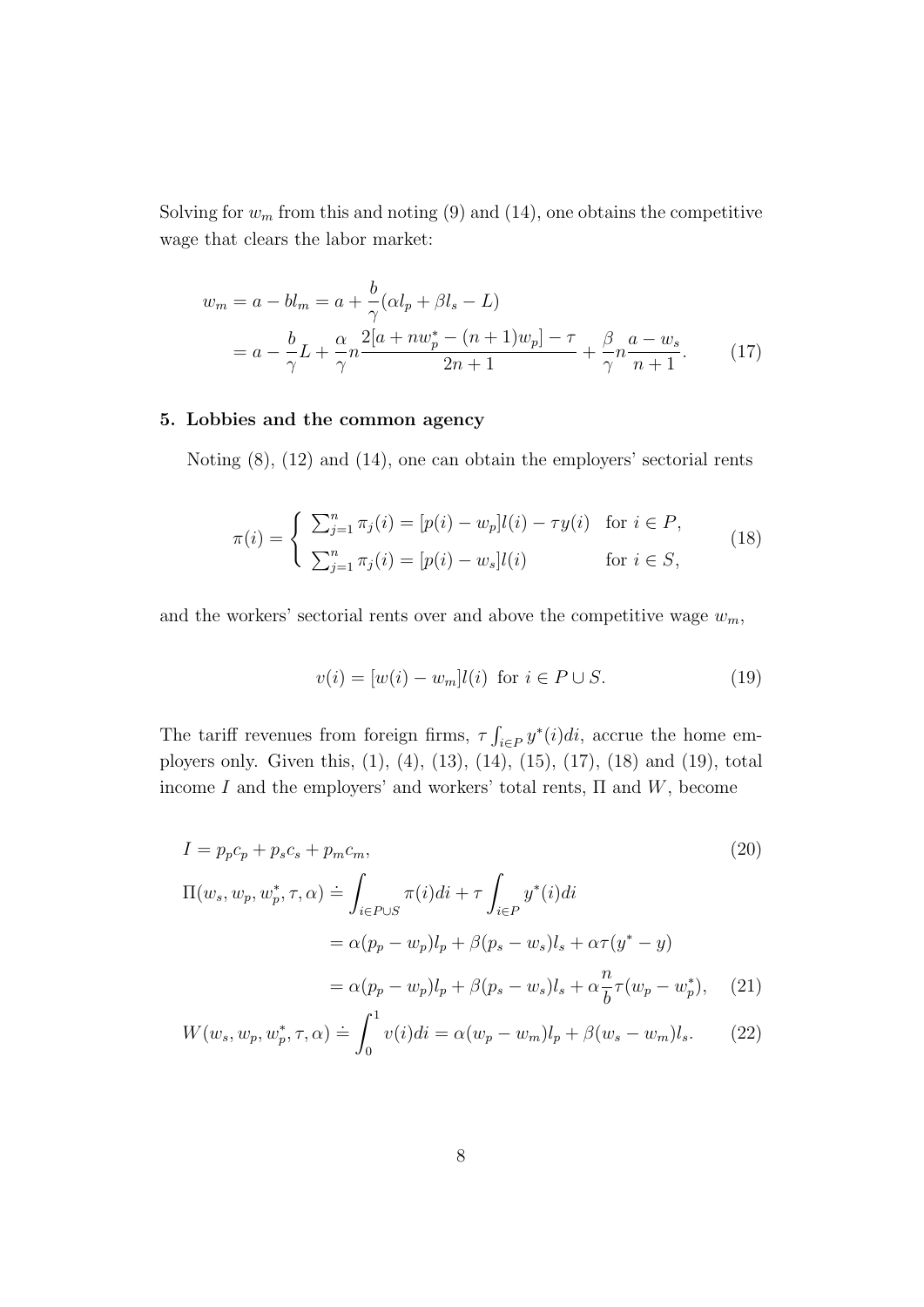Solving for $w_m$ from this and noting (9) and (14), one obtains the competitive wage that clears the labor market:

$$
\begin{aligned}
w_m &= a - bl_m = a + \frac{b}{\gamma}(\alpha l_p + \beta l_s - L) \\
&= a - \frac{b}{\gamma}L + \frac{\alpha}{\gamma}n\frac{2[a + nw_p^* - (n+1)w_p] - \tau}{2n+1} + \frac{\beta}{\gamma}n\frac{a - w_s}{n+1}. \qquad (17)
\end{aligned}
$$

**5. Lobbies and the common agency**

Noting (8), (12) and (14), one can obtain the employers' sectorial rents

$$
\pi(i) = \begin{cases} \sum_{j=1}^{n} \pi_j(i) = [p(i) - w_p]l(i) - \tau y(i) & \text{for } i \in P, \\ \sum_{j=1}^{n} \pi_j(i) = [p(i) - w_s]l(i) & \text{for } i \in S, \end{cases} \qquad (18)
$$

and the workers' sectorial rents over and above the competitive wage $w_m$,

$$
v(i) = [w(i) - w_m]l(i) \;\; \text{for } i \in P \cup S. \qquad (19)
$$

The tariff revenues from foreign firms, $\tau \int_{i \in P} y^*(i)di$, accrue the home employers only. Given this, (1), (4), (13), (14), (15), (17), (18) and (19), total income $I$ and the employers' and workers' total rents, $\Pi$ and $W$, become

$$
I = p_p c_p + p_s c_s + p_m c_m, \qquad (20)
$$

$$
\begin{aligned}
\Pi(w_s, w_p, w_p^*, \tau, \alpha) &\doteq \int_{i \in P \cup S} \pi(i)di + \tau \int_{i \in P} y^*(i)di \\
&= \alpha(p_p - w_p)l_p + \beta(p_s - w_s)l_s + \alpha\tau(y^* - y) \\
&= \alpha(p_p - w_p)l_p + \beta(p_s - w_s)l_s + \alpha\frac{n}{b}\tau(w_p - w_p^*), \qquad (21)
\end{aligned}
$$

$$
W(w_s, w_p, w_p^*, \tau, \alpha) \doteq \int_0^1 v(i)di = \alpha(w_p - w_m)l_p + \beta(w_s - w_m)l_s. \qquad (22)
$$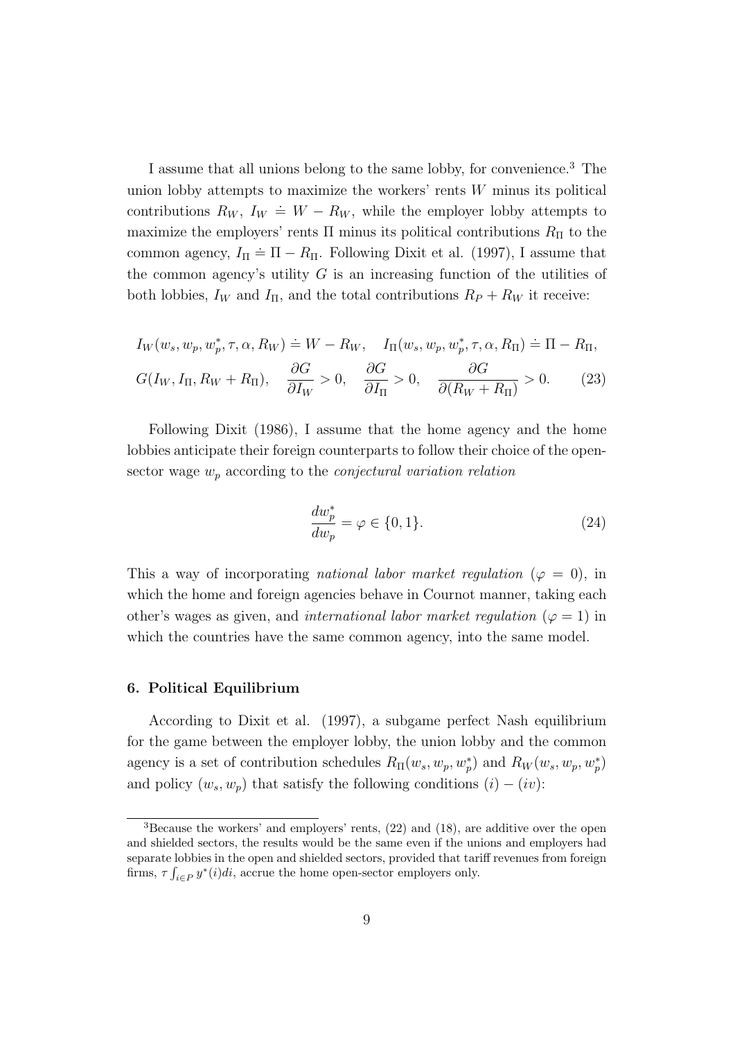I assume that all unions belong to the same lobby, for convenience.[3] The union lobby attempts to maximize the workers' rents $W$ minus its political contributions $R_W$, $I_W \doteq W - R_W$, while the employer lobby attempts to maximize the employers' rents $\Pi$ minus its political contributions $R_\Pi$ to the common agency, $I_\Pi \doteq \Pi - R_\Pi$. Following Dixit et al. (1997), I assume that the common agency's utility $G$ is an increasing function of the utilities of both lobbies, $I_W$ and $I_\Pi$, and the total contributions $R_P + R_W$ it receive:

$$I_W(w_s, w_p, w_p^*, \tau, \alpha, R_W) \doteq W - R_W, \quad I_\Pi(w_s, w_p, w_p^*, \tau, \alpha, R_\Pi) \doteq \Pi - R_\Pi,$$
$$G(I_W, I_\Pi, R_W + R_\Pi), \quad \frac{\partial G}{\partial I_W} > 0, \quad \frac{\partial G}{\partial I_\Pi} > 0, \quad \frac{\partial G}{\partial (R_W + R_\Pi)} > 0. \tag{23}$$

Following Dixit (1986), I assume that the home agency and the home lobbies anticipate their foreign counterparts to follow their choice of the open-sector wage $w_p$ according to the *conjectural variation relation*

$$\frac{dw_p^*}{dw_p} = \varphi \in \{0, 1\}. \tag{24}$$

This a way of incorporating *national labor market regulation* ($\varphi = 0$), in which the home and foreign agencies behave in Cournot manner, taking each other's wages as given, and *international labor market regulation* ($\varphi = 1$) in which the countries have the same common agency, into the same model.

## 6. Political Equilibrium

According to Dixit et al. (1997), a subgame perfect Nash equilibrium for the game between the employer lobby, the union lobby and the common agency is a set of contribution schedules $R_\Pi(w_s, w_p, w_p^*)$ and $R_W(w_s, w_p, w_p^*)$ and policy $(w_s, w_p)$ that satisfy the following conditions $(i) - (iv)$:

[3]Because the workers' and employers' rents, (22) and (18), are additive over the open and shielded sectors, the results would be the same even if the unions and employers had separate lobbies in the open and shielded sectors, provided that tariff revenues from foreign firms, $\tau \int_{i \in P} y^*(i)di$, accrue the home open-sector employers only.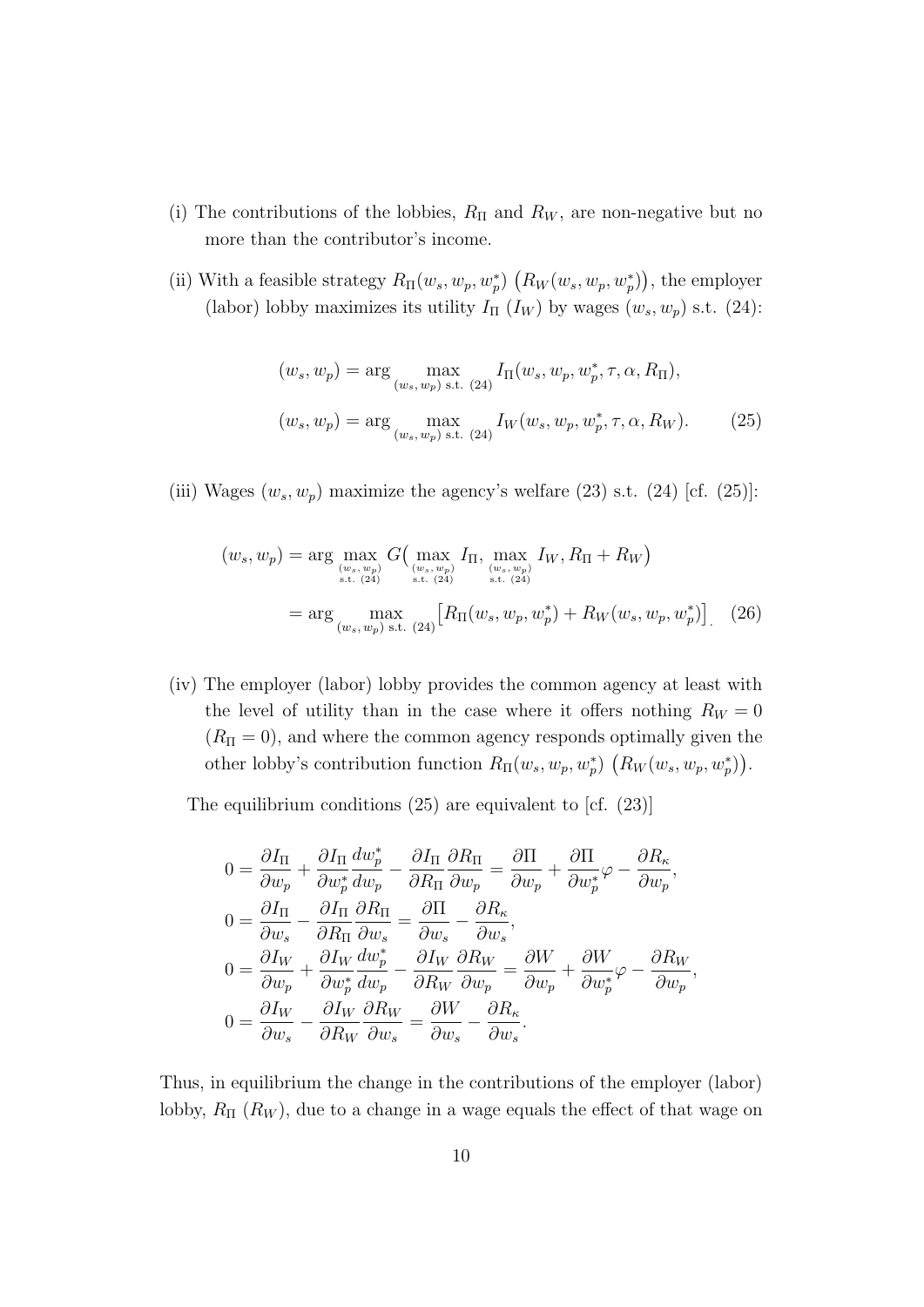(i) The contributions of the lobbies, $R_\Pi$ and $R_W$, are non-negative but no more than the contributor's income.

(ii) With a feasible strategy $R_\Pi(w_s, w_p, w_p^*)$ $\big(R_W(w_s, w_p, w_p^*)\big)$, the employer (labor) lobby maximizes its utility $I_\Pi$ ($I_W$) by wages $(w_s, w_p)$ s.t. (24):

$$
\begin{aligned}
(w_s, w_p) &= \arg \max_{(w_s,\, w_p) \text{ s.t. } (24)} I_\Pi(w_s, w_p, w_p^*, \tau, \alpha, R_\Pi), \\
(w_s, w_p) &= \arg \max_{(w_s,\, w_p) \text{ s.t. } (24)} I_W(w_s, w_p, w_p^*, \tau, \alpha, R_W).
\end{aligned} \tag{25}
$$

(iii) Wages $(w_s, w_p)$ maximize the agency's welfare (23) s.t. (24) [cf. (25)]:

$$
\begin{aligned}
(w_s, w_p) &= \arg \max_{\substack{(w_s,\, w_p) \\ \text{s.t. } (24)}} G\big( \max_{\substack{(w_s,\, w_p) \\ \text{s.t. } (24)}} I_\Pi, \max_{\substack{(w_s,\, w_p) \\ \text{s.t. } (24)}} I_W, R_\Pi + R_W \big) \\
&= \arg \max_{(w_s,\, w_p) \text{ s.t. } (24)} \big[ R_\Pi(w_s, w_p, w_p^*) + R_W(w_s, w_p, w_p^*) \big]_.
\end{aligned} \tag{26}
$$

(iv) The employer (labor) lobby provides the common agency at least with the level of utility than in the case where it offers nothing $R_W = 0$ $(R_\Pi = 0)$, and where the common agency responds optimally given the other lobby's contribution function $R_\Pi(w_s, w_p, w_p^*)$ $\big(R_W(w_s, w_p, w_p^*)\big)$.

The equilibrium conditions (25) are equivalent to [cf. (23)]

$$
\begin{aligned}
0 &= \frac{\partial I_\Pi}{\partial w_p} + \frac{\partial I_\Pi}{\partial w_p^*} \frac{dw_p^*}{dw_p} - \frac{\partial I_\Pi}{\partial R_\Pi} \frac{\partial R_\Pi}{\partial w_p} = \frac{\partial \Pi}{\partial w_p} + \frac{\partial \Pi}{\partial w_p^*} \varphi - \frac{\partial R_\kappa}{\partial w_p}, \\
0 &= \frac{\partial I_\Pi}{\partial w_s} - \frac{\partial I_\Pi}{\partial R_\Pi} \frac{\partial R_\Pi}{\partial w_s} = \frac{\partial \Pi}{\partial w_s} - \frac{\partial R_\kappa}{\partial w_s}, \\
0 &= \frac{\partial I_W}{\partial w_p} + \frac{\partial I_W}{\partial w_p^*} \frac{dw_p^*}{dw_p} - \frac{\partial I_W}{\partial R_W} \frac{\partial R_W}{\partial w_p} = \frac{\partial W}{\partial w_p} + \frac{\partial W}{\partial w_p^*} \varphi - \frac{\partial R_W}{\partial w_p}, \\
0 &= \frac{\partial I_W}{\partial w_s} - \frac{\partial I_W}{\partial R_W} \frac{\partial R_W}{\partial w_s} = \frac{\partial W}{\partial w_s} - \frac{\partial R_\kappa}{\partial w_s}.
\end{aligned}
$$

Thus, in equilibrium the change in the contributions of the employer (labor) lobby, $R_\Pi$ ($R_W$), due to a change in a wage equals the effect of that wage on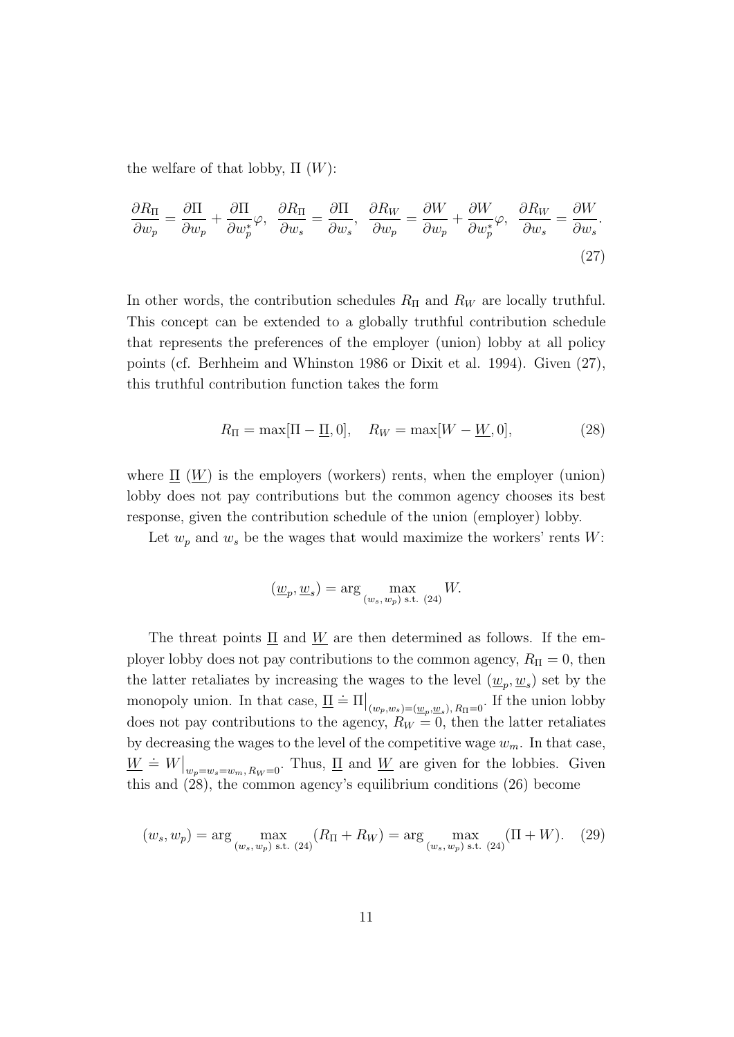the welfare of that lobby, $\Pi$ $(W)$:

$$\frac{\partial R_\Pi}{\partial w_p} = \frac{\partial \Pi}{\partial w_p} + \frac{\partial \Pi}{\partial w_p^*}\varphi, \;\; \frac{\partial R_\Pi}{\partial w_s} = \frac{\partial \Pi}{\partial w_s}, \;\; \frac{\partial R_W}{\partial w_p} = \frac{\partial W}{\partial w_p} + \frac{\partial W}{\partial w_p^*}\varphi, \;\; \frac{\partial R_W}{\partial w_s} = \frac{\partial W}{\partial w_s}. \tag{27}$$

In other words, the contribution schedules $R_\Pi$ and $R_W$ are locally truthful. This concept can be extended to a globally truthful contribution schedule that represents the preferences of the employer (union) lobby at all policy points (cf. Berhheim and Whinston 1986 or Dixit et al. 1994). Given (27), this truthful contribution function takes the form

$$R_\Pi = \max[\Pi - \underline{\Pi}, 0], \quad R_W = \max[W - \underline{W}, 0], \tag{28}$$

where $\underline{\Pi}$ $(\underline{W})$ is the employers (workers) rents, when the employer (union) lobby does not pay contributions but the common agency chooses its best response, given the contribution schedule of the union (employer) lobby.

Let $w_p$ and $w_s$ be the wages that would maximize the workers' rents $W$:

$$(\underline{w}_p, \underline{w}_s) = \arg \max_{(w_s,\, w_p) \text{ s.t. } (24)} W.$$

The threat points $\underline{\Pi}$ and $\underline{W}$ are then determined as follows. If the employer lobby does not pay contributions to the common agency, $R_\Pi = 0$, then the latter retaliates by increasing the wages to the level $(\underline{w}_p, \underline{w}_s)$ set by the monopoly union. In that case, $\underline{\Pi} \doteq \Pi\big|_{(w_p,w_s)=(\underline{w}_p,\underline{w}_s),\, R_\Pi=0}$. If the union lobby does not pay contributions to the agency, $R_W = 0$, then the latter retaliates by decreasing the wages to the level of the competitive wage $w_m$. In that case, $\underline{W} \doteq W\big|_{w_p=w_s=w_m,\, R_W=0}$. Thus, $\underline{\Pi}$ and $\underline{W}$ are given for the lobbies. Given this and (28), the common agency's equilibrium conditions (26) become

$$(w_s, w_p) = \arg \max_{(w_s,\, w_p) \text{ s.t. } (24)} (R_\Pi + R_W) = \arg \max_{(w_s,\, w_p) \text{ s.t. } (24)} (\Pi + W). \tag{29}$$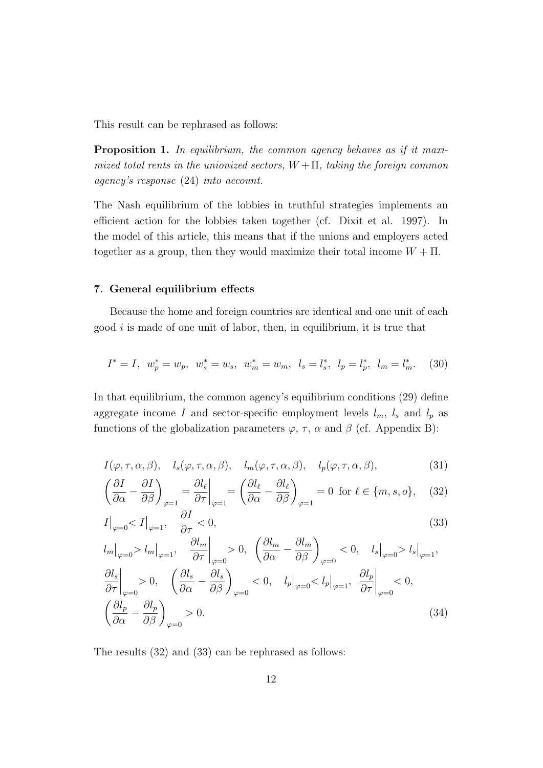This result can be rephrased as follows:

**Proposition 1.** *In equilibrium, the common agency behaves as if it maximized total rents in the unionized sectors, $W + \Pi$, taking the foreign common agency's response* (24) *into account.*

The Nash equilibrium of the lobbies in truthful strategies implements an efficient action for the lobbies taken together (cf. Dixit et al. 1997). In the model of this article, this means that if the unions and employers acted together as a group, then they would maximize their total income $W + \Pi$.

### 7. General equilibrium effects

Because the home and foreign countries are identical and one unit of each good $i$ is made of one unit of labor, then, in equilibrium, it is true that

$$I^* = I, \;\; w_p^* = w_p, \;\; w_s^* = w_s, \;\; w_m^* = w_m, \;\; l_s = l_s^*, \;\; l_p = l_p^*, \;\; l_m = l_m^*. \tag{30}$$

In that equilibrium, the common agency's equilibrium conditions (29) define aggregate income $I$ and sector-specific employment levels $l_m$, $l_s$ and $l_p$ as functions of the globalization parameters $\varphi$, $\tau$, $\alpha$ and $\beta$ (cf. Appendix B):

$$I(\varphi, \tau, \alpha, \beta), \quad l_s(\varphi, \tau, \alpha, \beta), \quad l_m(\varphi, \tau, \alpha, \beta), \quad l_p(\varphi, \tau, \alpha, \beta), \tag{31}$$

$$\left(\frac{\partial I}{\partial \alpha} - \frac{\partial I}{\partial \beta}\right)_{\varphi=1} = \left.\frac{\partial l_\ell}{\partial \tau}\right|_{\varphi=1} = \left(\frac{\partial l_\ell}{\partial \alpha} - \frac{\partial l_\ell}{\partial \beta}\right)_{\varphi=1} = 0 \text{ for } \ell \in \{m, s, o\}, \tag{32}$$

$$I\big|_{\varphi=0} < I\big|_{\varphi=1}, \quad \frac{\partial I}{\partial \tau} < 0, \tag{33}$$

$$\begin{aligned}
&l_m\big|_{\varphi=0} > l_m\big|_{\varphi=1}, \quad \left.\frac{\partial l_m}{\partial \tau}\right|_{\varphi=0} > 0, \;\; \left(\frac{\partial l_m}{\partial \alpha} - \frac{\partial l_m}{\partial \beta}\right)_{\varphi=0} < 0, \quad l_s\big|_{\varphi=0} > l_s\big|_{\varphi=1}, \\
&\left.\frac{\partial l_s}{\partial \tau}\right|_{\varphi=0} > 0, \quad \left(\frac{\partial l_s}{\partial \alpha} - \frac{\partial l_s}{\partial \beta}\right)_{\varphi=0} < 0, \quad l_p\big|_{\varphi=0} < l_p\big|_{\varphi=1}, \;\; \left.\frac{\partial l_p}{\partial \tau}\right|_{\varphi=0} < 0, \\
&\left(\frac{\partial l_p}{\partial \alpha} - \frac{\partial l_p}{\partial \beta}\right)_{\varphi=0} > 0.
\end{aligned} \tag{34}$$

The results (32) and (33) can be rephrased as follows: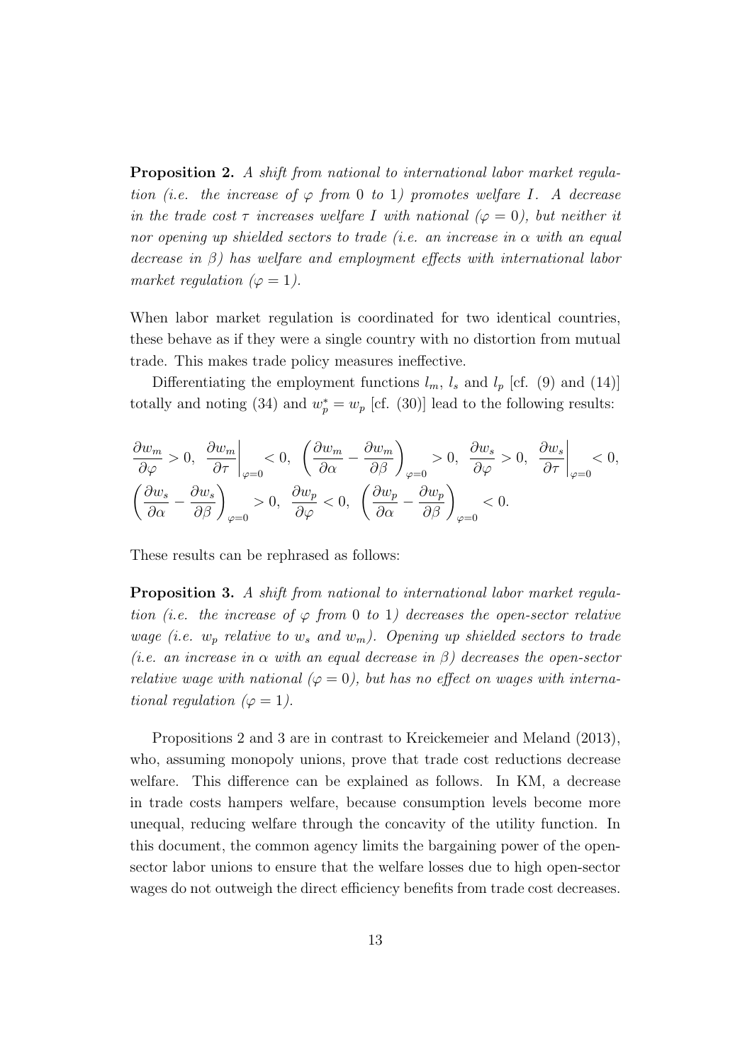**Proposition 2.** *A shift from national to international labor market regulation (i.e. the increase of $\varphi$ from 0 to 1) promotes welfare $I$. A decrease in the trade cost $\tau$ increases welfare $I$ with national ($\varphi = 0$), but neither it nor opening up shielded sectors to trade (i.e. an increase in $\alpha$ with an equal decrease in $\beta$) has welfare and employment effects with international labor market regulation ($\varphi = 1$).*

When labor market regulation is coordinated for two identical countries, these behave as if they were a single country with no distortion from mutual trade. This makes trade policy measures ineffective.

Differentiating the employment functions $l_m$, $l_s$ and $l_p$ [cf. (9) and (14)] totally and noting (34) and $w_p^* = w_p$ [cf. (30)] lead to the following results:

$$\frac{\partial w_m}{\partial \varphi} > 0, \ \left.\frac{\partial w_m}{\partial \tau}\right|_{\varphi=0} < 0, \ \left(\frac{\partial w_m}{\partial \alpha} - \frac{\partial w_m}{\partial \beta}\right)_{\varphi=0} > 0, \ \frac{\partial w_s}{\partial \varphi} > 0, \ \left.\frac{\partial w_s}{\partial \tau}\right|_{\varphi=0} < 0,$$
$$\left(\frac{\partial w_s}{\partial \alpha} - \frac{\partial w_s}{\partial \beta}\right)_{\varphi=0} > 0, \ \frac{\partial w_p}{\partial \varphi} < 0, \ \left(\frac{\partial w_p}{\partial \alpha} - \frac{\partial w_p}{\partial \beta}\right)_{\varphi=0} < 0.$$

These results can be rephrased as follows:

**Proposition 3.** *A shift from national to international labor market regulation (i.e. the increase of $\varphi$ from 0 to 1) decreases the open-sector relative wage (i.e. $w_p$ relative to $w_s$ and $w_m$). Opening up shielded sectors to trade (i.e. an increase in $\alpha$ with an equal decrease in $\beta$) decreases the open-sector relative wage with national ($\varphi = 0$), but has no effect on wages with international regulation ($\varphi = 1$).*

Propositions 2 and 3 are in contrast to Kreickemeier and Meland (2013), who, assuming monopoly unions, prove that trade cost reductions decrease welfare. This difference can be explained as follows. In KM, a decrease in trade costs hampers welfare, because consumption levels become more unequal, reducing welfare through the concavity of the utility function. In this document, the common agency limits the bargaining power of the open-sector labor unions to ensure that the welfare losses due to high open-sector wages do not outweigh the direct efficiency benefits from trade cost decreases.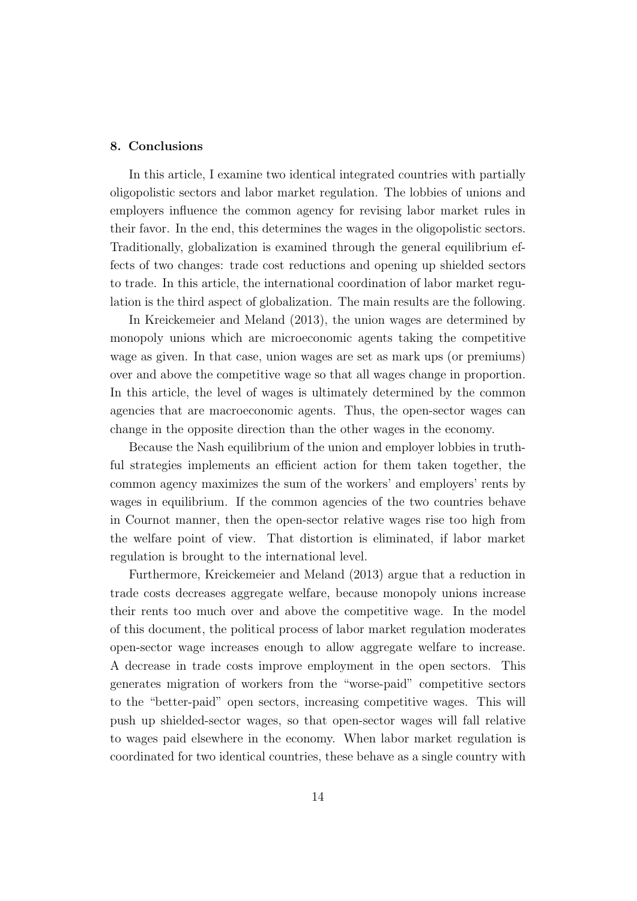## 8. Conclusions

In this article, I examine two identical integrated countries with partially oligopolistic sectors and labor market regulation. The lobbies of unions and employers influence the common agency for revising labor market rules in their favor. In the end, this determines the wages in the oligopolistic sectors. Traditionally, globalization is examined through the general equilibrium effects of two changes: trade cost reductions and opening up shielded sectors to trade. In this article, the international coordination of labor market regulation is the third aspect of globalization. The main results are the following.

In Kreickemeier and Meland (2013), the union wages are determined by monopoly unions which are microeconomic agents taking the competitive wage as given. In that case, union wages are set as mark ups (or premiums) over and above the competitive wage so that all wages change in proportion. In this article, the level of wages is ultimately determined by the common agencies that are macroeconomic agents. Thus, the open-sector wages can change in the opposite direction than the other wages in the economy.

Because the Nash equilibrium of the union and employer lobbies in truthful strategies implements an efficient action for them taken together, the common agency maximizes the sum of the workers' and employers' rents by wages in equilibrium. If the common agencies of the two countries behave in Cournot manner, then the open-sector relative wages rise too high from the welfare point of view. That distortion is eliminated, if labor market regulation is brought to the international level.

Furthermore, Kreickemeier and Meland (2013) argue that a reduction in trade costs decreases aggregate welfare, because monopoly unions increase their rents too much over and above the competitive wage. In the model of this document, the political process of labor market regulation moderates open-sector wage increases enough to allow aggregate welfare to increase. A decrease in trade costs improve employment in the open sectors. This generates migration of workers from the "worse-paid" competitive sectors to the "better-paid" open sectors, increasing competitive wages. This will push up shielded-sector wages, so that open-sector wages will fall relative to wages paid elsewhere in the economy. When labor market regulation is coordinated for two identical countries, these behave as a single country with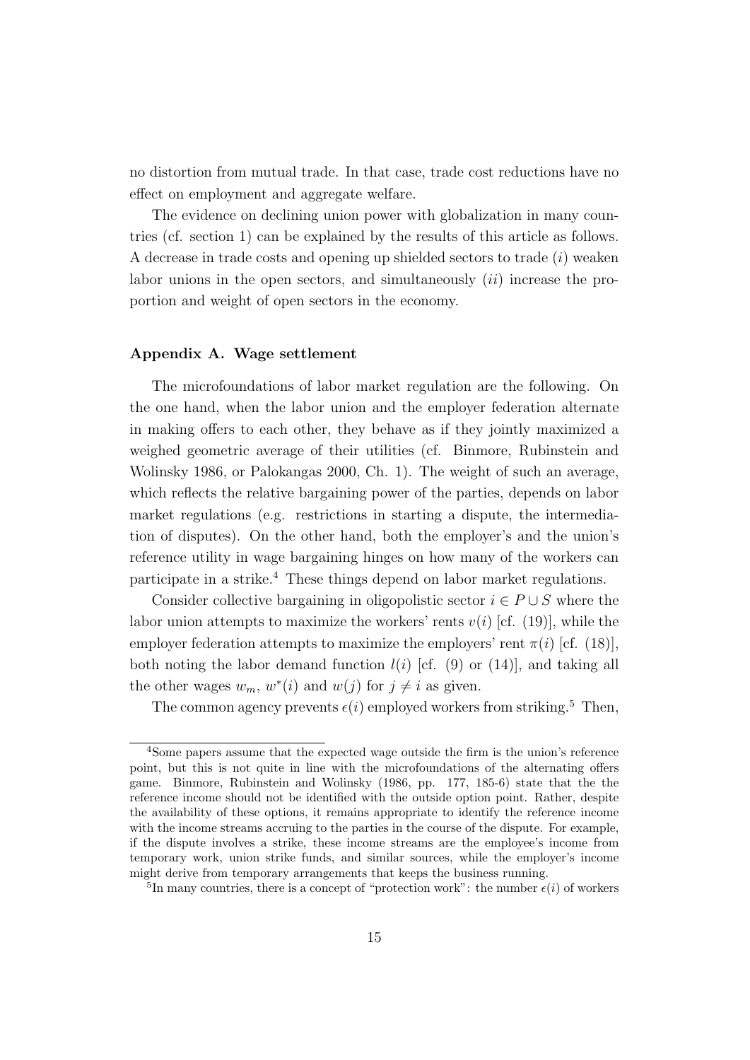no distortion from mutual trade. In that case, trade cost reductions have no effect on employment and aggregate welfare.

The evidence on declining union power with globalization in many countries (cf. section 1) can be explained by the results of this article as follows. A decrease in trade costs and opening up shielded sectors to trade $(i)$ weaken labor unions in the open sectors, and simultaneously $(ii)$ increase the proportion and weight of open sectors in the economy.

### Appendix A. Wage settlement

The microfoundations of labor market regulation are the following. On the one hand, when the labor union and the employer federation alternate in making offers to each other, they behave as if they jointly maximized a weighed geometric average of their utilities (cf. Binmore, Rubinstein and Wolinsky 1986, or Palokangas 2000, Ch. 1). The weight of such an average, which reflects the relative bargaining power of the parties, depends on labor market regulations (e.g. restrictions in starting a dispute, the intermediation of disputes). On the other hand, both the employer's and the union's reference utility in wage bargaining hinges on how many of the workers can participate in a strike.[4] These things depend on labor market regulations.

Consider collective bargaining in oligopolistic sector $i \in P \cup S$ where the labor union attempts to maximize the workers' rents $v(i)$ [cf. (19)], while the employer federation attempts to maximize the employers' rent $\pi(i)$ [cf. (18)], both noting the labor demand function $l(i)$ [cf. (9) or (14)], and taking all the other wages $w_m$, $w^*(i)$ and $w(j)$ for $j \neq i$ as given.

The common agency prevents $\epsilon(i)$ employed workers from striking.[5] Then,

[4] Some papers assume that the expected wage outside the firm is the union's reference point, but this is not quite in line with the microfoundations of the alternating offers game. Binmore, Rubinstein and Wolinsky (1986, pp. 177, 185-6) state that the the reference income should not be identified with the outside option point. Rather, despite the availability of these options, it remains appropriate to identify the reference income with the income streams accruing to the parties in the course of the dispute. For example, if the dispute involves a strike, these income streams are the employee's income from temporary work, union strike funds, and similar sources, while the employer's income might derive from temporary arrangements that keeps the business running.

[5] In many countries, there is a concept of "protection work": the number $\epsilon(i)$ of workers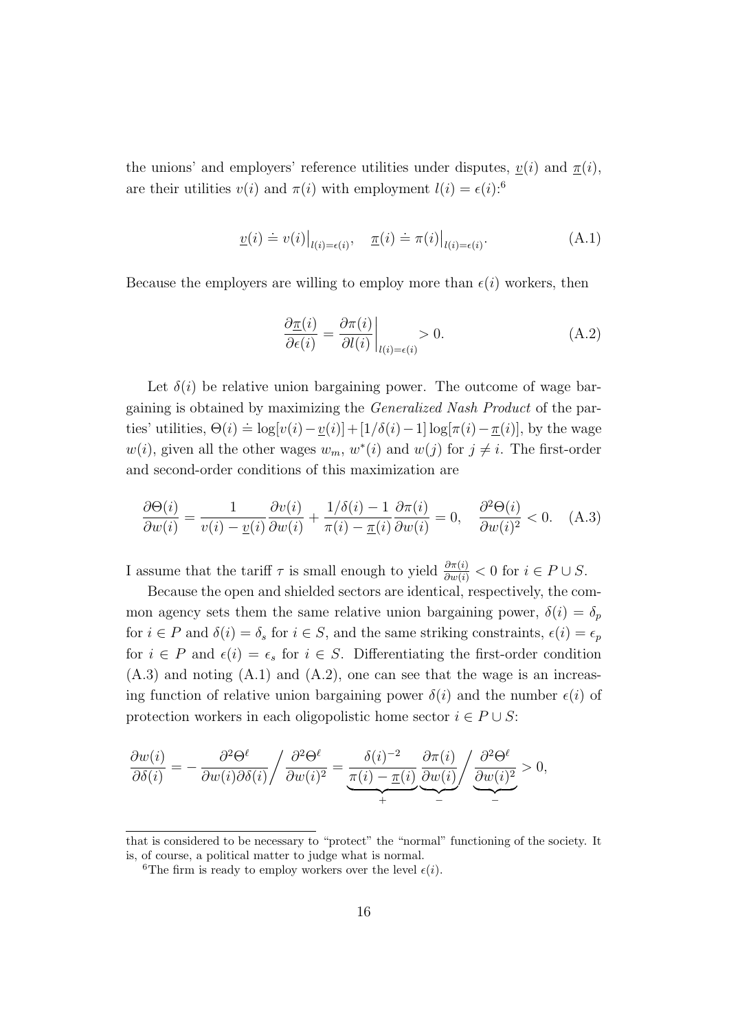the unions' and employers' reference utilities under disputes, $\underline{v}(i)$ and $\underline{\pi}(i)$, are their utilities $v(i)$ and $\pi(i)$ with employment $l(i) = \epsilon(i)$:[6]

$$\underline{v}(i) \doteq v(i)\big|_{l(i)=\epsilon(i)}, \quad \underline{\pi}(i) \doteq \pi(i)\big|_{l(i)=\epsilon(i)}. \tag{A.1}$$

Because the employers are willing to employ more than $\epsilon(i)$ workers, then

$$\frac{\partial \underline{\pi}(i)}{\partial \epsilon(i)} = \frac{\partial \pi(i)}{\partial l(i)}\bigg|_{l(i)=\epsilon(i)} > 0. \tag{A.2}$$

Let $\delta(i)$ be relative union bargaining power. The outcome of wage bargaining is obtained by maximizing the *Generalized Nash Product* of the parties' utilities, $\Theta(i) \doteq \log[v(i) - \underline{v}(i)] + [1/\delta(i) - 1]\log[\pi(i) - \underline{\pi}(i)]$, by the wage $w(i)$, given all the other wages $w_m$, $w^*(i)$ and $w(j)$ for $j \neq i$. The first-order and second-order conditions of this maximization are

$$\frac{\partial \Theta(i)}{\partial w(i)} = \frac{1}{v(i) - \underline{v}(i)}\frac{\partial v(i)}{\partial w(i)} + \frac{1/\delta(i) - 1}{\pi(i) - \underline{\pi}(i)}\frac{\partial \pi(i)}{\partial w(i)} = 0, \quad \frac{\partial^2 \Theta(i)}{\partial w(i)^2} < 0. \tag{A.3}$$

I assume that the tariff $\tau$ is small enough to yield $\frac{\partial \pi(i)}{\partial w(i)} < 0$ for $i \in P \cup S$.

Because the open and shielded sectors are identical, respectively, the common agency sets them the same relative union bargaining power, $\delta(i) = \delta_p$ for $i \in P$ and $\delta(i) = \delta_s$ for $i \in S$, and the same striking constraints, $\epsilon(i) = \epsilon_p$ for $i \in P$ and $\epsilon(i) = \epsilon_s$ for $i \in S$. Differentiating the first-order condition (A.3) and noting (A.1) and (A.2), one can see that the wage is an increasing function of relative union bargaining power $\delta(i)$ and the number $\epsilon(i)$ of protection workers in each oligopolistic home sector $i \in P \cup S$:

$$\frac{\partial w(i)}{\partial \delta(i)} = -\frac{\partial^2 \Theta^\ell}{\partial w(i)\partial \delta(i)}\bigg/\frac{\partial^2 \Theta^\ell}{\partial w(i)^2} = \underbrace{\frac{\delta(i)^{-2}}{\pi(i) - \underline{\pi}(i)}}_{+}\underbrace{\frac{\partial \pi(i)}{\partial w(i)}}_{-}\bigg/\underbrace{\frac{\partial^2 \Theta^\ell}{\partial w(i)^2}}_{-} > 0,$$

that is considered to be necessary to "protect" the "normal" functioning of the society. It is, of course, a political matter to judge what is normal.

[6] The firm is ready to employ workers over the level $\epsilon(i)$.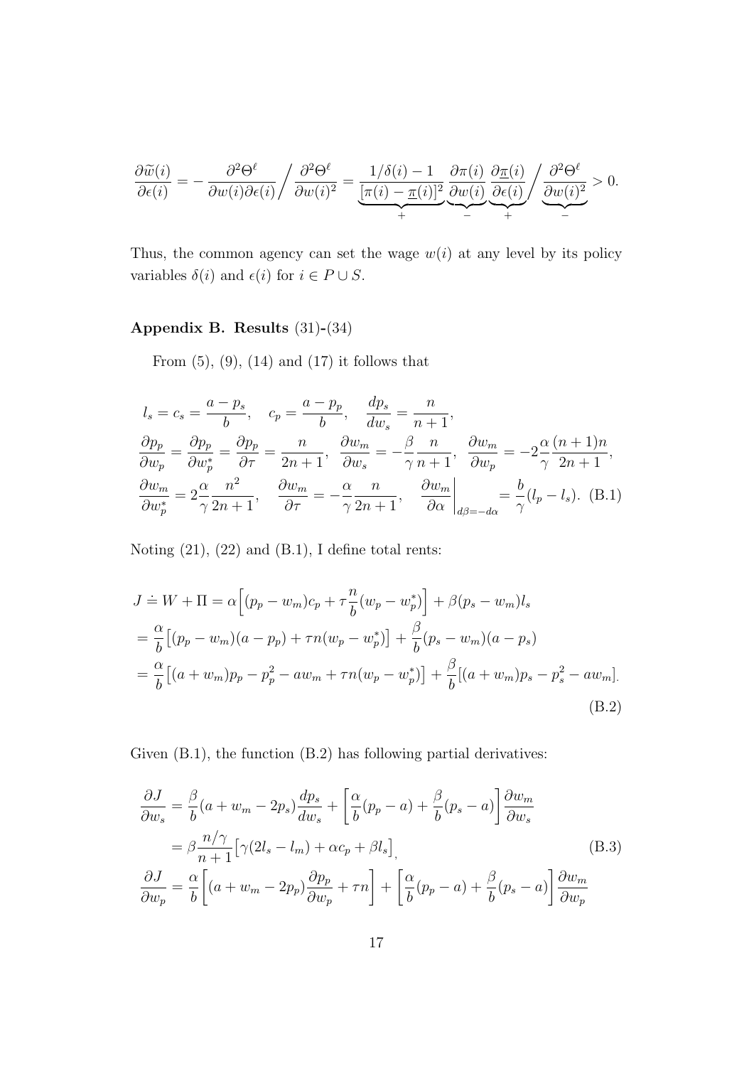$$\frac{\partial \widetilde{w}(i)}{\partial \epsilon(i)} = -\frac{\partial^2 \Theta^\ell}{\partial w(i)\partial \epsilon(i)} \Big/ \frac{\partial^2 \Theta^\ell}{\partial w(i)^2} = \underbrace{\frac{1/\delta(i) - 1}{[\pi(i) - \underline{\pi}(i)]^2}}_{+} \underbrace{\frac{\partial \pi(i)}{\partial w(i)}}_{-} \underbrace{\frac{\partial \underline{\pi}(i)}{\partial \epsilon(i)}}_{+} \Big/ \underbrace{\frac{\partial^2 \Theta^\ell}{\partial w(i)^2}}_{-} > 0.$$

Thus, the common agency can set the wage $w(i)$ at any level by its policy variables $\delta(i)$ and $\epsilon(i)$ for $i \in P \cup S$.

## Appendix B. Results (31)-(34)

From (5), (9), (14) and (17) it follows that

$$\begin{aligned}
&l_s = c_s = \frac{a - p_s}{b}, \quad c_p = \frac{a - p_p}{b}, \quad \frac{dp_s}{dw_s} = \frac{n}{n+1}, \\
&\frac{\partial p_p}{\partial w_p} = \frac{\partial p_p}{\partial w_p^*} = \frac{\partial p_p}{\partial \tau} = \frac{n}{2n+1}, \ \ \frac{\partial w_m}{\partial w_s} = -\frac{\beta}{\gamma}\frac{n}{n+1}, \ \ \frac{\partial w_m}{\partial w_p} = -2\frac{\alpha}{\gamma}\frac{(n+1)n}{2n+1}, \\
&\frac{\partial w_m}{\partial w_p^*} = 2\frac{\alpha}{\gamma}\frac{n^2}{2n+1}, \quad \frac{\partial w_m}{\partial \tau} = -\frac{\alpha}{\gamma}\frac{n}{2n+1}, \quad \frac{\partial w_m}{\partial \alpha}\bigg|_{d\beta = -d\alpha} = \frac{b}{\gamma}(l_p - l_s). \quad \text{(B.1)}
\end{aligned}$$

Noting (21), (22) and (B.1), I define total rents:

$$\begin{aligned}
J \doteq W + \Pi &= \alpha\Big[(p_p - w_m)c_p + \tau\frac{n}{b}(w_p - w_p^*)\Big] + \beta(p_s - w_m)l_s \\
&= \frac{\alpha}{b}\big[(p_p - w_m)(a - p_p) + \tau n(w_p - w_p^*)\big] + \frac{\beta}{b}(p_s - w_m)(a - p_s) \\
&= \frac{\alpha}{b}\big[(a + w_m)p_p - p_p^2 - aw_m + \tau n(w_p - w_p^*)\big] + \frac{\beta}{b}[(a + w_m)p_s - p_s^2 - aw_m]. \qquad \text{(B.2)}
\end{aligned}$$

Given (B.1), the function (B.2) has following partial derivatives:

$$\begin{aligned}
\frac{\partial J}{\partial w_s} &= \frac{\beta}{b}(a + w_m - 2p_s)\frac{dp_s}{dw_s} + \left[\frac{\alpha}{b}(p_p - a) + \frac{\beta}{b}(p_s - a)\right]\frac{\partial w_m}{\partial w_s} \\
&= \beta\frac{n/\gamma}{n+1}\big[\gamma(2l_s - l_m) + \alpha c_p + \beta l_s\big], \qquad \text{(B.3)} \\
\frac{\partial J}{\partial w_p} &= \frac{\alpha}{b}\left[(a + w_m - 2p_p)\frac{\partial p_p}{\partial w_p} + \tau n\right] + \left[\frac{\alpha}{b}(p_p - a) + \frac{\beta}{b}(p_s - a)\right]\frac{\partial w_m}{\partial w_p}
\end{aligned}$$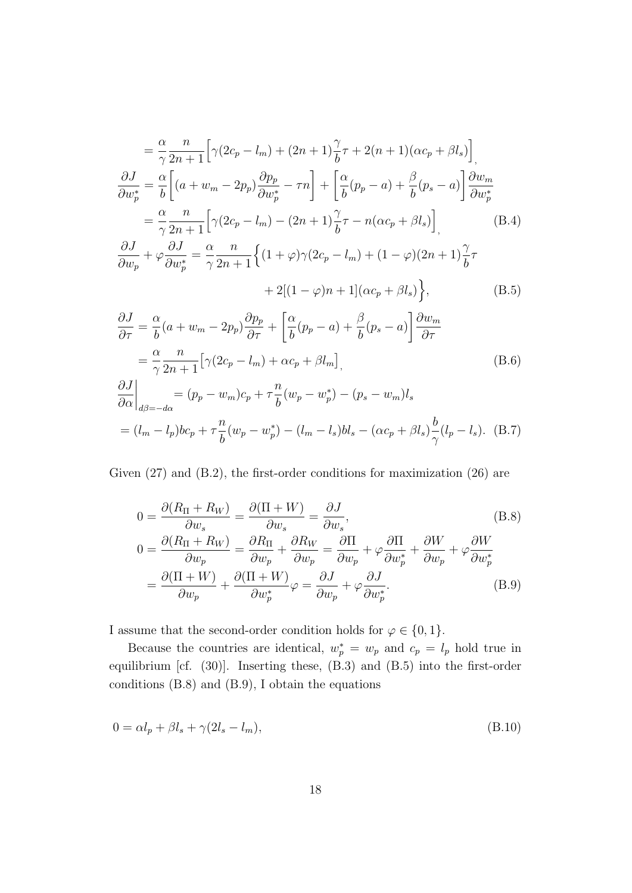$$= \frac{\alpha}{\gamma}\frac{n}{2n+1}\Big[\gamma(2c_p - l_m) + (2n+1)\frac{\gamma}{b}\tau + 2(n+1)(\alpha c_p + \beta l_s)\Big],$$

$$\frac{\partial J}{\partial w_p^*} = \frac{\alpha}{b}\left[(a + w_m - 2p_p)\frac{\partial p_p}{\partial w_p^*} - \tau n\right] + \left[\frac{\alpha}{b}(p_p - a) + \frac{\beta}{b}(p_s - a)\right]\frac{\partial w_m}{\partial w_p^*}$$

$$= \frac{\alpha}{\gamma}\frac{n}{2n+1}\Big[\gamma(2c_p - l_m) - (2n+1)\frac{\gamma}{b}\tau - n(\alpha c_p + \beta l_s)\Big], \tag{B.4}$$

$$\frac{\partial J}{\partial w_p} + \varphi\frac{\partial J}{\partial w_p^*} = \frac{\alpha}{\gamma}\frac{n}{2n+1}\Big\{(1+\varphi)\gamma(2c_p - l_m) + (1-\varphi)(2n+1)\frac{\gamma}{b}\tau$$

$$+ 2[(1-\varphi)n + 1](\alpha c_p + \beta l_s)\Big\}, \tag{B.5}$$

$$\frac{\partial J}{\partial \tau} = \frac{\alpha}{b}(a + w_m - 2p_p)\frac{\partial p_p}{\partial \tau} + \left[\frac{\alpha}{b}(p_p - a) + \frac{\beta}{b}(p_s - a)\right]\frac{\partial w_m}{\partial \tau}$$

$$= \frac{\alpha}{\gamma}\frac{n}{2n+1}\big[\gamma(2c_p - l_m) + \alpha c_p + \beta l_m\big], \tag{B.6}$$

$$\left.\frac{\partial J}{\partial \alpha}\right|_{d\beta = -d\alpha} = (p_p - w_m)c_p + \tau\frac{n}{b}(w_p - w_p^*) - (p_s - w_m)l_s$$

$$= (l_m - l_p)bc_p + \tau\frac{n}{b}(w_p - w_p^*) - (l_m - l_s)bl_s - (\alpha c_p + \beta l_s)\frac{b}{\gamma}(l_p - l_s). \tag{B.7}$$

Given (27) and (B.2), the first-order conditions for maximization (26) are

$$0 = \frac{\partial(R_\Pi + R_W)}{\partial w_s} = \frac{\partial(\Pi + W)}{\partial w_s} = \frac{\partial J}{\partial w_s}, \tag{B.8}$$

$$0 = \frac{\partial(R_\Pi + R_W)}{\partial w_p} = \frac{\partial R_\Pi}{\partial w_p} + \frac{\partial R_W}{\partial w_p} = \frac{\partial \Pi}{\partial w_p} + \varphi\frac{\partial \Pi}{\partial w_p^*} + \frac{\partial W}{\partial w_p} + \varphi\frac{\partial W}{\partial w_p^*}$$

$$= \frac{\partial(\Pi + W)}{\partial w_p} + \frac{\partial(\Pi + W)}{\partial w_p^*}\varphi = \frac{\partial J}{\partial w_p} + \varphi\frac{\partial J}{\partial w_p^*}. \tag{B.9}$$

I assume that the second-order condition holds for $\varphi \in \{0, 1\}$.

Because the countries are identical, $w_p^* = w_p$ and $c_p = l_p$ hold true in equilibrium [cf. (30)]. Inserting these, (B.3) and (B.5) into the first-order conditions (B.8) and (B.9), I obtain the equations

$$0 = \alpha l_p + \beta l_s + \gamma(2l_s - l_m), \tag{B.10}$$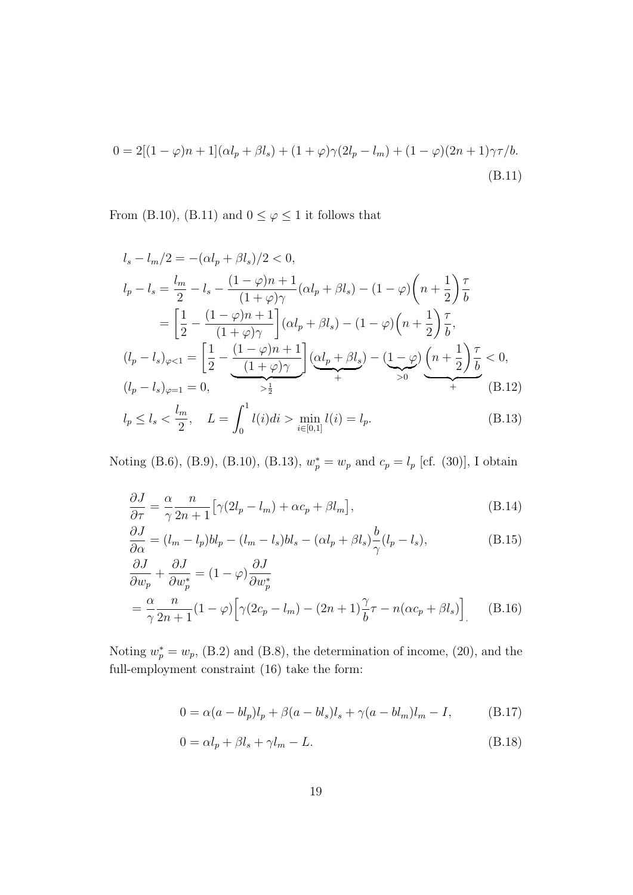$$0 = 2[(1-\varphi)n+1](\alpha l_p + \beta l_s) + (1+\varphi)\gamma(2l_p - l_m) + (1-\varphi)(2n+1)\gamma\tau/b. \tag{B.11}$$

From (B.10), (B.11) and $0 \leq \varphi \leq 1$ it follows that

$$\begin{aligned}
l_s - l_m/2 &= -(\alpha l_p + \beta l_s)/2 < 0, \\
l_p - l_s &= \frac{l_m}{2} - l_s - \frac{(1-\varphi)n+1}{(1+\varphi)\gamma}(\alpha l_p + \beta l_s) - (1-\varphi)\left(n+\frac{1}{2}\right)\frac{\tau}{b} \\
&= \left[\frac{1}{2} - \frac{(1-\varphi)n+1}{(1+\varphi)\gamma}\right](\alpha l_p + \beta l_s) - (1-\varphi)\left(n+\frac{1}{2}\right)\frac{\tau}{b}, \\
(l_p - l_s)_{\varphi<1} &= \Bigg[\frac{1}{2} - \underbrace{\frac{(1-\varphi)n+1}{(1+\varphi)\gamma}}_{>\frac{1}{2}}\Bigg]\underbrace{(\alpha l_p + \beta l_s)}_{+} - \underbrace{(1-\varphi)}_{>0}\underbrace{\left(n+\frac{1}{2}\right)\frac{\tau}{b}}_{+} < 0, \\
(l_p - l_s)_{\varphi=1} &= 0,
\end{aligned} \tag{B.12}$$

$$l_p \leq l_s < \frac{l_m}{2}, \quad L = \int_0^1 l(i)di > \min_{i\in[0,1]} l(i) = l_p. \tag{B.13}$$

Noting (B.6), (B.9), (B.10), (B.13), $w_p^* = w_p$ and $c_p = l_p$ [cf. (30)], I obtain

$$\frac{\partial J}{\partial \tau} = \frac{\alpha}{\gamma}\frac{n}{2n+1}\big[\gamma(2l_p - l_m) + \alpha c_p + \beta l_m\big], \tag{B.14}$$

$$\frac{\partial J}{\partial \alpha} = (l_m - l_p)bl_p - (l_m - l_s)bl_s - (\alpha l_p + \beta l_s)\frac{b}{\gamma}(l_p - l_s), \tag{B.15}$$

$$\begin{aligned}
\frac{\partial J}{\partial w_p} + \frac{\partial J}{\partial w_p^*} &= (1-\varphi)\frac{\partial J}{\partial w_p^*} \\
&= \frac{\alpha}{\gamma}\frac{n}{2n+1}(1-\varphi)\Big[\gamma(2c_p - l_m) - (2n+1)\frac{\gamma}{b}\tau - n(\alpha c_p + \beta l_s)\Big].
\end{aligned} \tag{B.16}$$

Noting $w_p^* = w_p$, (B.2) and (B.8), the determination of income, (20), and the full-employment constraint (16) take the form:

$$0 = \alpha(a - bl_p)l_p + \beta(a - bl_s)l_s + \gamma(a - bl_m)l_m - I, \tag{B.17}$$

$$0 = \alpha l_p + \beta l_s + \gamma l_m - L. \tag{B.18}$$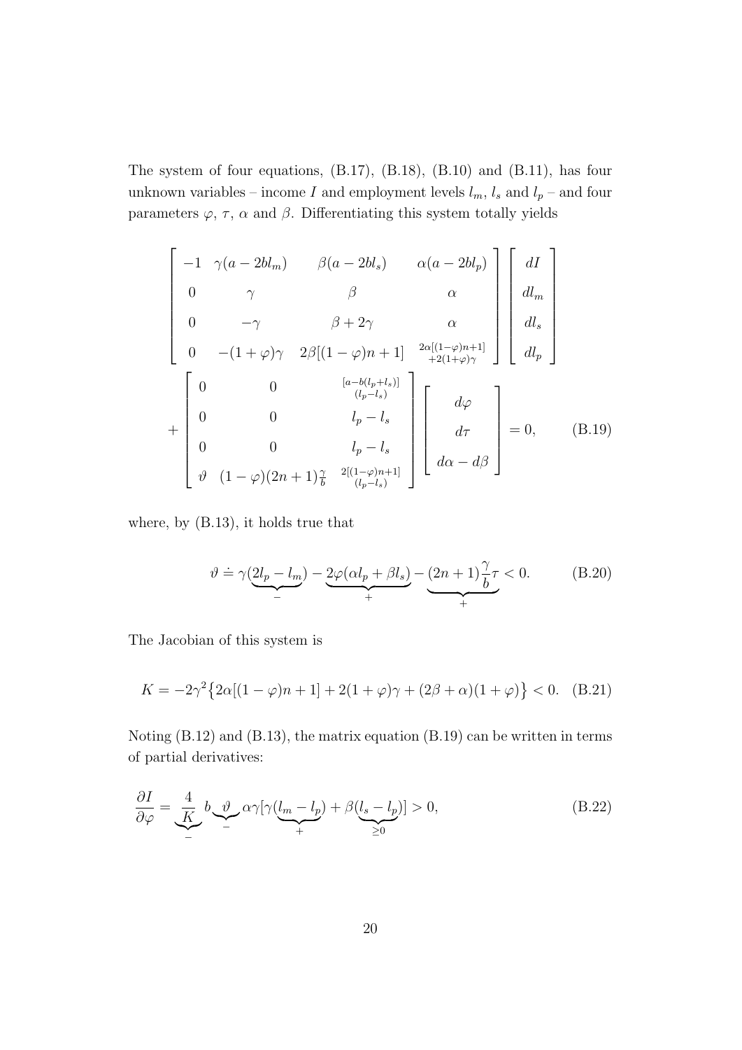The system of four equations, (B.17), (B.18), (B.10) and (B.11), has four unknown variables – income $I$ and employment levels $l_m$, $l_s$ and $l_p$ – and four parameters $\varphi$, $\tau$, $\alpha$ and $\beta$. Differentiating this system totally yields

$$
\begin{bmatrix}
-1 & \gamma(a-2bl_m) & \beta(a-2bl_s) & \alpha(a-2bl_p) \\
0 & \gamma & \beta & \alpha \\
0 & -\gamma & \beta+2\gamma & \alpha \\
0 & -(1+\varphi)\gamma & 2\beta[(1-\varphi)n+1] & \begin{smallmatrix} 2\alpha[(1-\varphi)n+1] \\ +2(1+\varphi)\gamma \end{smallmatrix}
\end{bmatrix}
\begin{bmatrix} dI \\ dl_m \\ dl_s \\ dl_p \end{bmatrix}
+
\begin{bmatrix}
0 & 0 & \begin{smallmatrix}[a-b(l_p+l_s)] \\ (l_p-l_s)\end{smallmatrix} \\
0 & 0 & l_p-l_s \\
0 & 0 & l_p-l_s \\
\vartheta & (1-\varphi)(2n+1)\frac{\gamma}{b} & \begin{smallmatrix}2[(1-\varphi)n+1] \\ (l_p-l_s)\end{smallmatrix}
\end{bmatrix}
\begin{bmatrix} d\varphi \\ d\tau \\ d\alpha - d\beta \end{bmatrix}
= 0, \tag{B.19}
$$

where, by (B.13), it holds true that

$$
\vartheta \doteq \gamma(\underbrace{2l_p - l_m}_{-}) - \underbrace{2\varphi(\alpha l_p + \beta l_s)}_{+} - \underbrace{(2n+1)\frac{\gamma}{b}\tau}_{+} < 0. \tag{B.20}
$$

The Jacobian of this system is

$$
K = -2\gamma^2\big\{2\alpha[(1-\varphi)n+1] + 2(1+\varphi)\gamma + (2\beta+\alpha)(1+\varphi)\big\} < 0. \tag{B.21}
$$

Noting (B.12) and (B.13), the matrix equation (B.19) can be written in terms of partial derivatives:

$$
\frac{\partial I}{\partial \varphi} = \underbrace{\frac{4}{K}}_{-} b \underbrace{\vartheta}_{-} \alpha\gamma[\gamma(\underbrace{l_m - l_p}_{+}) + \beta(\underbrace{l_s - l_p}_{\geq 0})] > 0, \tag{B.22}
$$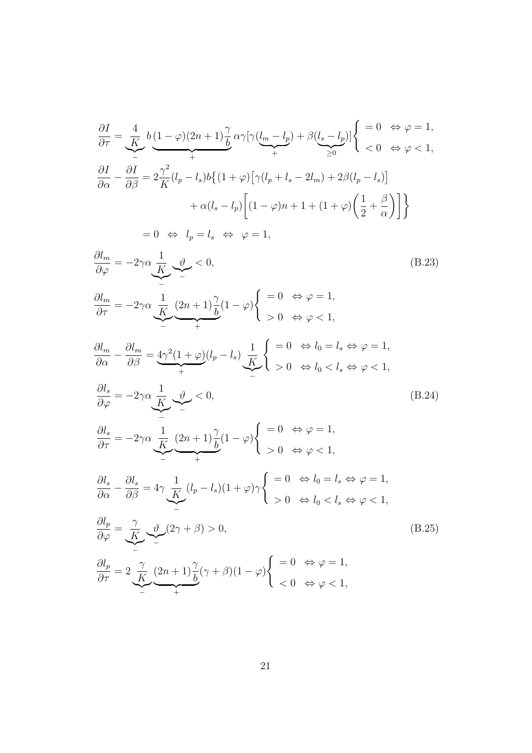$$
\frac{\partial I}{\partial \tau} = \underbrace{\frac{4}{K}}_{-} \underbrace{b\,(1-\varphi)(2n+1)\frac{\gamma}{b}}_{+} \alpha\gamma[\gamma(\underbrace{l_m - l_p}_{+}) + \beta(\underbrace{l_s - l_p}_{\geq 0})] \begin{cases} = 0 & \Leftrightarrow \varphi = 1, \\ < 0 & \Leftrightarrow \varphi < 1, \end{cases}
$$

$$
\begin{aligned}
\frac{\partial I}{\partial \alpha} - \frac{\partial I}{\partial \beta} &= 2\frac{\gamma^2}{K}(l_p - l_s)b\big\{(1+\varphi)\big[\gamma(l_p + l_s - 2l_m) + 2\beta(l_p - l_s)\big] \\
&\quad + \alpha(l_s - l_p)\left[(1-\varphi)n + 1 + (1+\varphi)\left(\frac{1}{2} + \frac{\beta}{\alpha}\right)\right]\bigg\} \\
&= 0 \;\Leftrightarrow\; l_p = l_s \;\Leftrightarrow\; \varphi = 1,
\end{aligned}
$$

$$
\frac{\partial l_m}{\partial \varphi} = -2\gamma\alpha \underbrace{\frac{1}{K}}_{-} \underbrace{\vartheta}_{-} < 0, \tag{B.23}
$$

$$
\frac{\partial l_m}{\partial \tau} = -2\gamma\alpha \underbrace{\frac{1}{K}}_{-} \underbrace{(2n+1)\frac{\gamma}{b}}_{+} (1-\varphi) \begin{cases} = 0 & \Leftrightarrow \varphi = 1, \\ > 0 & \Leftrightarrow \varphi < 1, \end{cases}
$$

$$
\frac{\partial l_m}{\partial \alpha} - \frac{\partial l_m}{\partial \beta} = \underbrace{4\gamma^2(1+\varphi)}_{+}(l_p - l_s) \underbrace{\frac{1}{K}}_{-} \begin{cases} = 0 & \Leftrightarrow l_0 = l_s \Leftrightarrow \varphi = 1, \\ > 0 & \Leftrightarrow l_0 < l_s \Leftrightarrow \varphi < 1, \end{cases}
$$

$$
\frac{\partial l_s}{\partial \varphi} = -2\gamma\alpha \underbrace{\frac{1}{K}}_{-} \underbrace{\vartheta}_{-} < 0, \tag{B.24}
$$

$$
\frac{\partial l_s}{\partial \tau} = -2\gamma\alpha \underbrace{\frac{1}{K}}_{-} \underbrace{(2n+1)\frac{\gamma}{b}}_{+} (1-\varphi) \begin{cases} = 0 & \Leftrightarrow \varphi = 1, \\ > 0 & \Leftrightarrow \varphi < 1, \end{cases}
$$

$$
\frac{\partial l_s}{\partial \alpha} - \frac{\partial l_s}{\partial \beta} = 4\gamma \underbrace{\frac{1}{K}}_{-} (l_p - l_s)(1+\varphi)\gamma \begin{cases} = 0 & \Leftrightarrow l_0 = l_s \Leftrightarrow \varphi = 1, \\ > 0 & \Leftrightarrow l_0 < l_s \Leftrightarrow \varphi < 1, \end{cases}
$$

$$
\frac{\partial l_p}{\partial \varphi} = \underbrace{\frac{\gamma}{K}}_{-} \underbrace{\vartheta}_{-} (2\gamma + \beta) > 0, \tag{B.25}
$$

$$
\frac{\partial l_p}{\partial \tau} = 2 \underbrace{\frac{\gamma}{K}}_{-} \underbrace{(2n+1)\frac{\gamma}{b}}_{+} (\gamma + \beta)(1-\varphi) \begin{cases} = 0 & \Leftrightarrow \varphi = 1, \\ < 0 & \Leftrightarrow \varphi < 1, \end{cases}
$$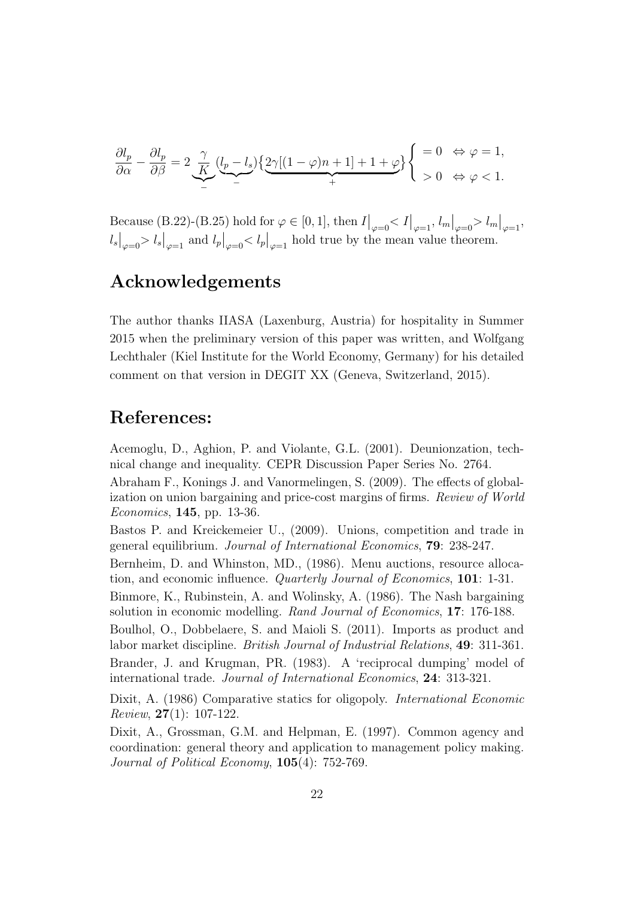$$\frac{\partial l_p}{\partial \alpha} - \frac{\partial l_p}{\partial \beta} = 2 \underbrace{\frac{\gamma}{K}}_{-} \underbrace{(l_p - l_s)}_{-} \{ \underbrace{2\gamma[(1-\varphi)n + 1] + 1 + \varphi}_{+} \} \begin{cases} = 0 & \Leftrightarrow \varphi = 1, \\ > 0 & \Leftrightarrow \varphi < 1. \end{cases}$$

Because (B.22)-(B.25) hold for $\varphi \in [0, 1]$, then $I\big|_{\varphi=0} < I\big|_{\varphi=1}$, $l_m\big|_{\varphi=0} > l_m\big|_{\varphi=1}$, $l_s\big|_{\varphi=0} > l_s\big|_{\varphi=1}$ and $l_p\big|_{\varphi=0} < l_p\big|_{\varphi=1}$ hold true by the mean value theorem.

# Acknowledgements

The author thanks IIASA (Laxenburg, Austria) for hospitality in Summer 2015 when the preliminary version of this paper was written, and Wolfgang Lechthaler (Kiel Institute for the World Economy, Germany) for his detailed comment on that version in DEGIT XX (Geneva, Switzerland, 2015).

# References:

Acemoglu, D., Aghion, P. and Violante, G.L. (2001). Deunionzation, technical change and inequality. CEPR Discussion Paper Series No. 2764.

Abraham F., Konings J. and Vanormelingen, S. (2009). The effects of globalization on union bargaining and price-cost margins of firms. *Review of World Economics*, **145**, pp. 13-36.

Bastos P. and Kreickemeier U., (2009). Unions, competition and trade in general equilibrium. *Journal of International Economics*, **79**: 238-247.

Bernheim, D. and Whinston, MD., (1986). Menu auctions, resource allocation, and economic influence. *Quarterly Journal of Economics*, **101**: 1-31.

Binmore, K., Rubinstein, A. and Wolinsky, A. (1986). The Nash bargaining solution in economic modelling. *Rand Journal of Economics*, **17**: 176-188.

Boulhol, O., Dobbelaere, S. and Maioli S. (2011). Imports as product and labor market discipline. *British Journal of Industrial Relations*, **49**: 311-361.

Brander, J. and Krugman, PR. (1983). A 'reciprocal dumping' model of international trade. *Journal of International Economics*, **24**: 313-321.

Dixit, A. (1986) Comparative statics for oligopoly. *International Economic Review*, **27**(1): 107-122.

Dixit, A., Grossman, G.M. and Helpman, E. (1997). Common agency and coordination: general theory and application to management policy making. *Journal of Political Economy*, **105**(4): 752-769.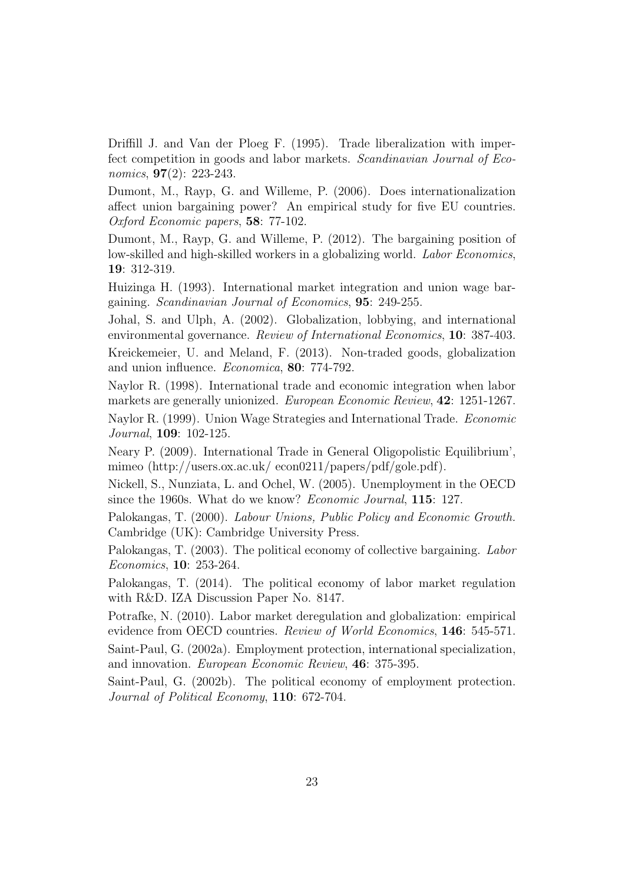Driffill J. and Van der Ploeg F. (1995). Trade liberalization with imperfect competition in goods and labor markets. *Scandinavian Journal of Economics*, **97**(2): 223-243.

Dumont, M., Rayp, G. and Willeme, P. (2006). Does internationalization affect union bargaining power? An empirical study for five EU countries. *Oxford Economic papers*, **58**: 77-102.

Dumont, M., Rayp, G. and Willeme, P. (2012). The bargaining position of low-skilled and high-skilled workers in a globalizing world. *Labor Economics*, **19**: 312-319.

Huizinga H. (1993). International market integration and union wage bargaining. *Scandinavian Journal of Economics*, **95**: 249-255.

Johal, S. and Ulph, A. (2002). Globalization, lobbying, and international environmental governance. *Review of International Economics*, **10**: 387-403.

Kreickemeier, U. and Meland, F. (2013). Non-traded goods, globalization and union influence. *Economica*, **80**: 774-792.

Naylor R. (1998). International trade and economic integration when labor markets are generally unionized. *European Economic Review*, **42**: 1251-1267.

Naylor R. (1999). Union Wage Strategies and International Trade. *Economic Journal*, **109**: 102-125.

Neary P. (2009). International Trade in General Oligopolistic Equilibrium', mimeo (http://users.ox.ac.uk/ econ0211/papers/pdf/gole.pdf).

Nickell, S., Nunziata, L. and Ochel, W. (2005). Unemployment in the OECD since the 1960s. What do we know? *Economic Journal*, **115**: 127.

Palokangas, T. (2000). *Labour Unions, Public Policy and Economic Growth.* Cambridge (UK): Cambridge University Press.

Palokangas, T. (2003). The political economy of collective bargaining. *Labor Economics*, **10**: 253-264.

Palokangas, T. (2014). The political economy of labor market regulation with R&D. IZA Discussion Paper No. 8147.

Potrafke, N. (2010). Labor market deregulation and globalization: empirical evidence from OECD countries. *Review of World Economics*, **146**: 545-571.

Saint-Paul, G. (2002a). Employment protection, international specialization, and innovation. *European Economic Review*, **46**: 375-395.

Saint-Paul, G. (2002b). The political economy of employment protection. *Journal of Political Economy*, **110**: 672-704.